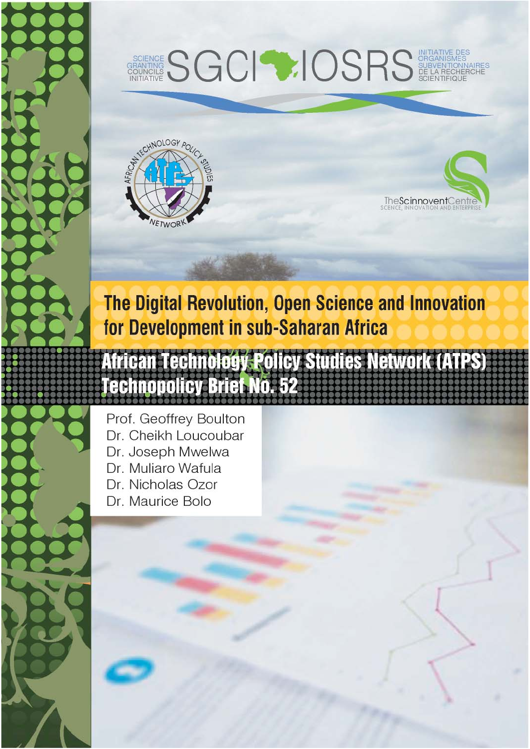SCIENCE GRANTING COUNCILS INITIATIVE

SGCI IOSRS

INITIATIVE DES ORGANISMES SUBVENTIONNAIRES DE LA RECHERCHE SCIENTIFIQUE

AFRICAN TECHNOLOGY POLICY STUDIES NETWORK

TheScinnoventCentre
SCIENCE, INNOVATION AND ENTERPRISE

# The Digital Revolution, Open Science and Innovation for Development in sub-Saharan Africa

## African Technology Policy Studies Network (ATPS) Technopolicy Brief No. 52

Prof. Geoffrey Boulton
Dr. Cheikh Loucoubar
Dr. Joseph Mwelwa
Dr. Muliaro Wafula
Dr. Nicholas Ozor
Dr. Maurice Bolo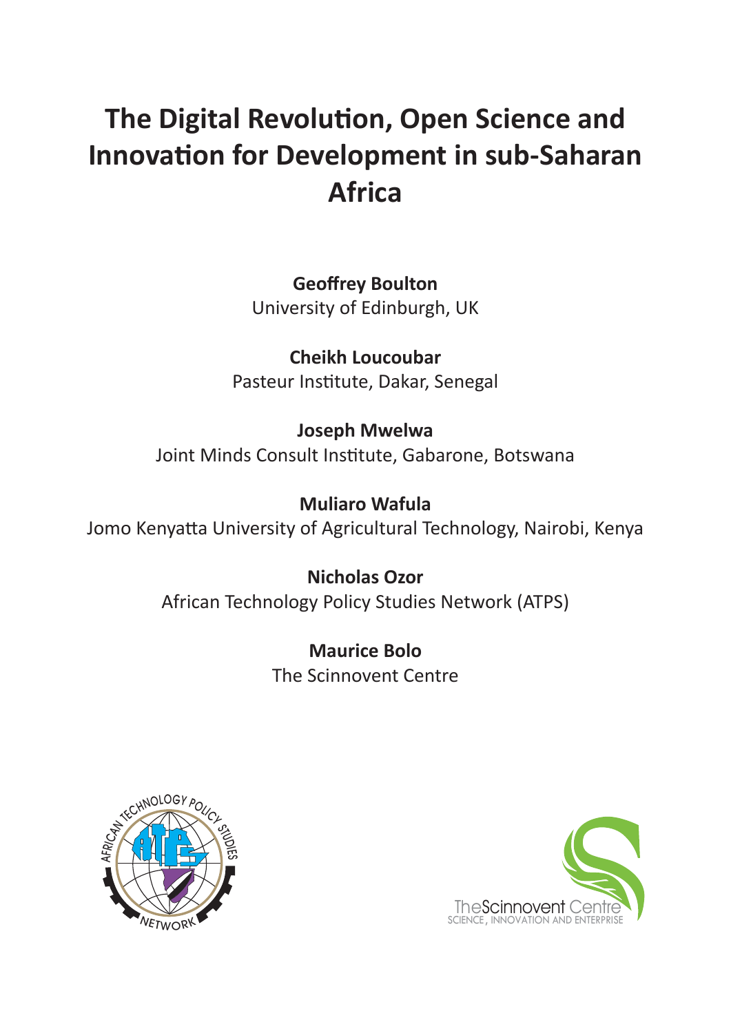# The Digital Revolution, Open Science and Innovation for Development in sub-Saharan Africa

**Geoffrey Boulton**
University of Edinburgh, UK

**Cheikh Loucoubar**
Pasteur Institute, Dakar, Senegal

**Joseph Mwelwa**
Joint Minds Consult Institute, Gabarone, Botswana

**Muliaro Wafula**
Jomo Kenyatta University of Agricultural Technology, Nairobi, Kenya

**Nicholas Ozor**
African Technology Policy Studies Network (ATPS)

**Maurice Bolo**
The Scinnovent Centre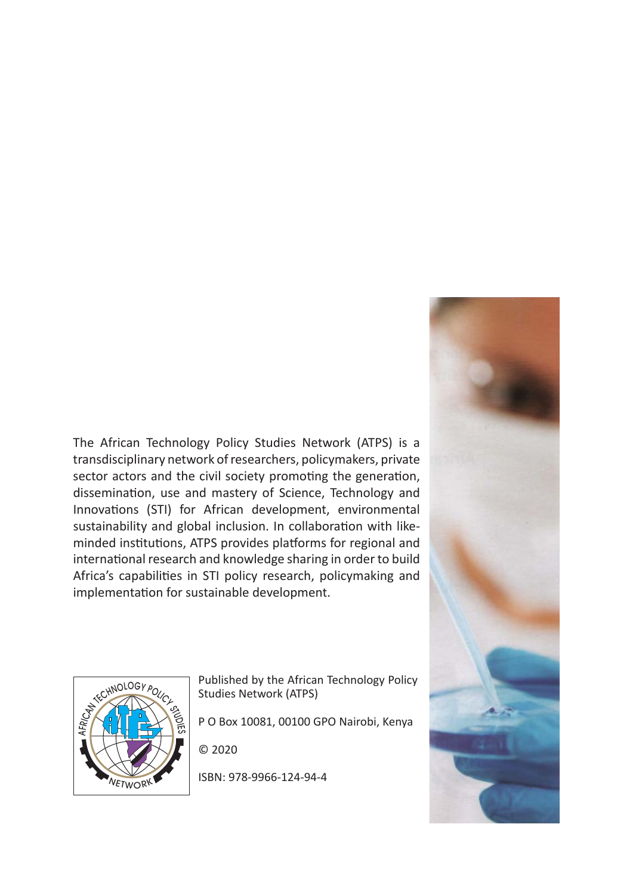The African Technology Policy Studies Network (ATPS) is a transdisciplinary network of researchers, policymakers, private sector actors and the civil society promoting the generation, dissemination, use and mastery of Science, Technology and Innovations (STI) for African development, environmental sustainability and global inclusion. In collaboration with like-minded institutions, ATPS provides platforms for regional and international research and knowledge sharing in order to build Africa's capabilities in STI policy research, policymaking and implementation for sustainable development.

Published by the African Technology Policy Studies Network (ATPS)

P O Box 10081, 00100 GPO Nairobi, Kenya

© 2020

ISBN: 978-9966-124-94-4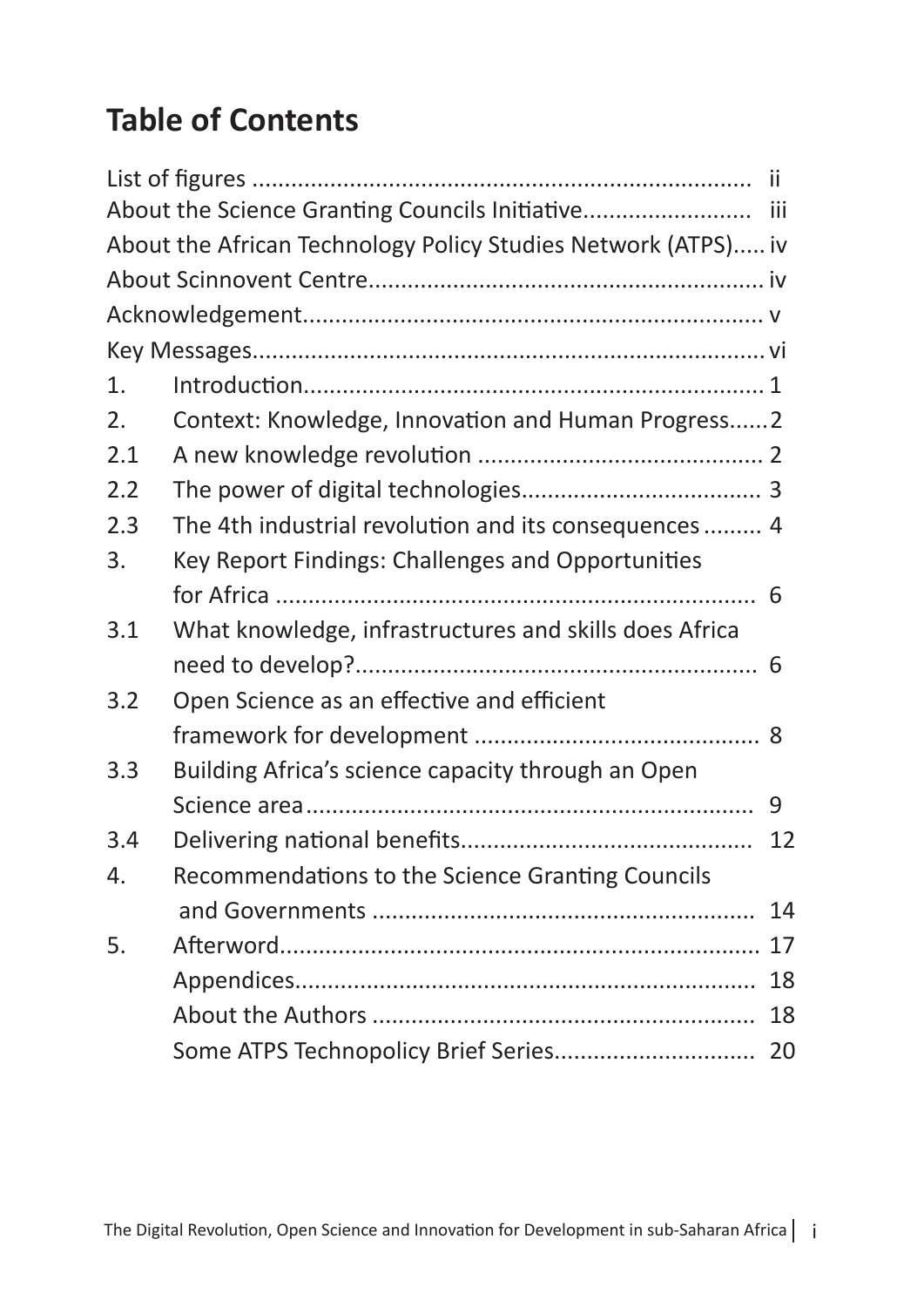# Table of Contents

| | | |
|---|---|---|
| List of figures | | ii |
| About the Science Granting Councils Initiative | | iii |
| About the African Technology Policy Studies Network (ATPS) | | iv |
| About Scinnovent Centre | | iv |
| Acknowledgement | | v |
| Key Messages | | vi |
| 1. | Introduction | 1 |
| 2. | Context: Knowledge, Innovation and Human Progress | 2 |
| 2.1 | A new knowledge revolution | 2 |
| 2.2 | The power of digital technologies | 3 |
| 2.3 | The 4th industrial revolution and its consequences | 4 |
| 3. | Key Report Findings: Challenges and Opportunities for Africa | 6 |
| 3.1 | What knowledge, infrastructures and skills does Africa need to develop? | 6 |
| 3.2 | Open Science as an effective and efficient framework for development | 8 |
| 3.3 | Building Africa's science capacity through an Open Science area | 9 |
| 3.4 | Delivering national benefits | 12 |
| 4. | Recommendations to the Science Granting Councils and Governments | 14 |
| 5. | Afterword | 17 |
| | Appendices | 18 |
| | About the Authors | 18 |
| | Some ATPS Technopolicy Brief Series | 20 |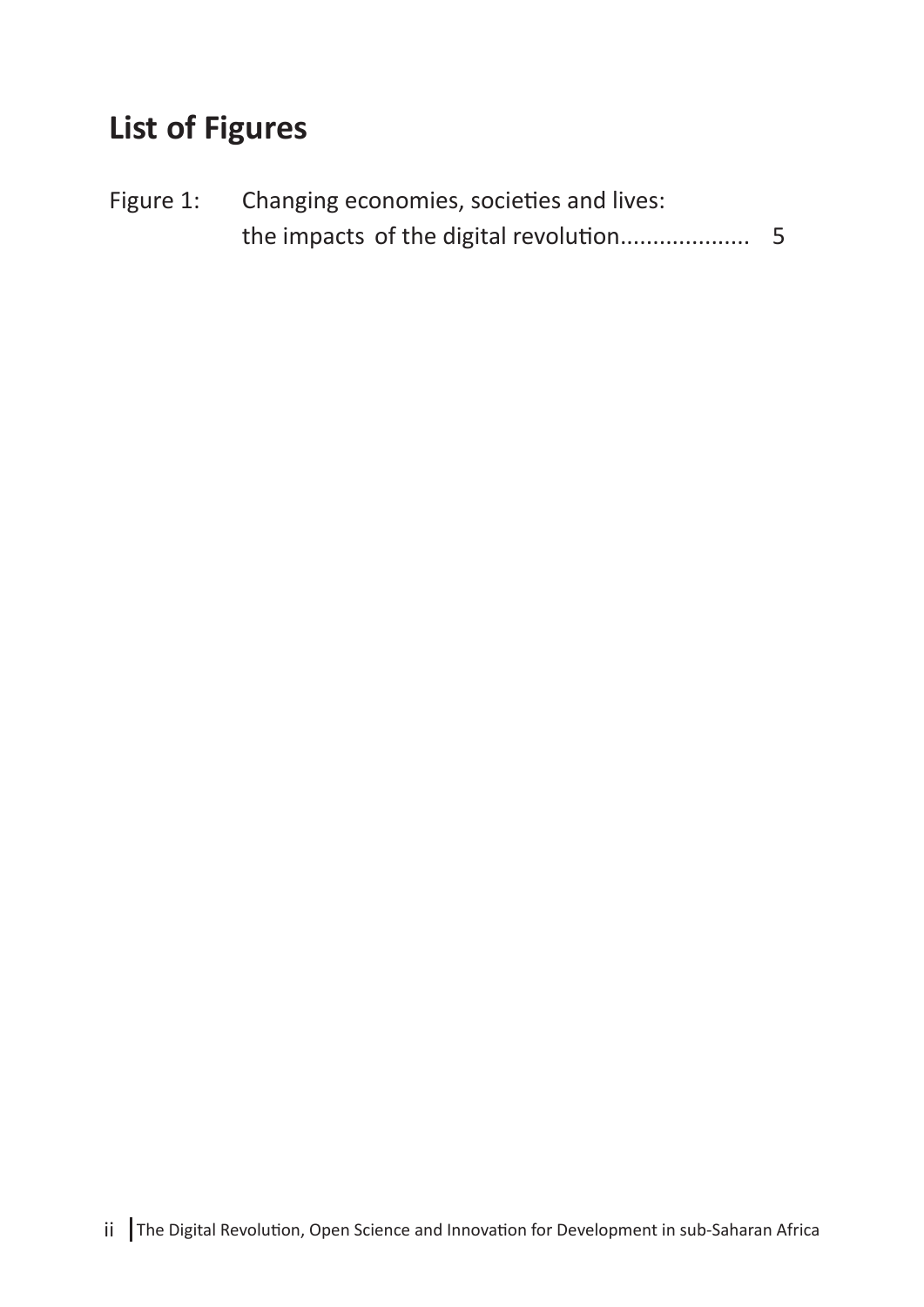## List of Figures

Figure 1: Changing economies, societies and lives: the impacts of the digital revolution.................... 5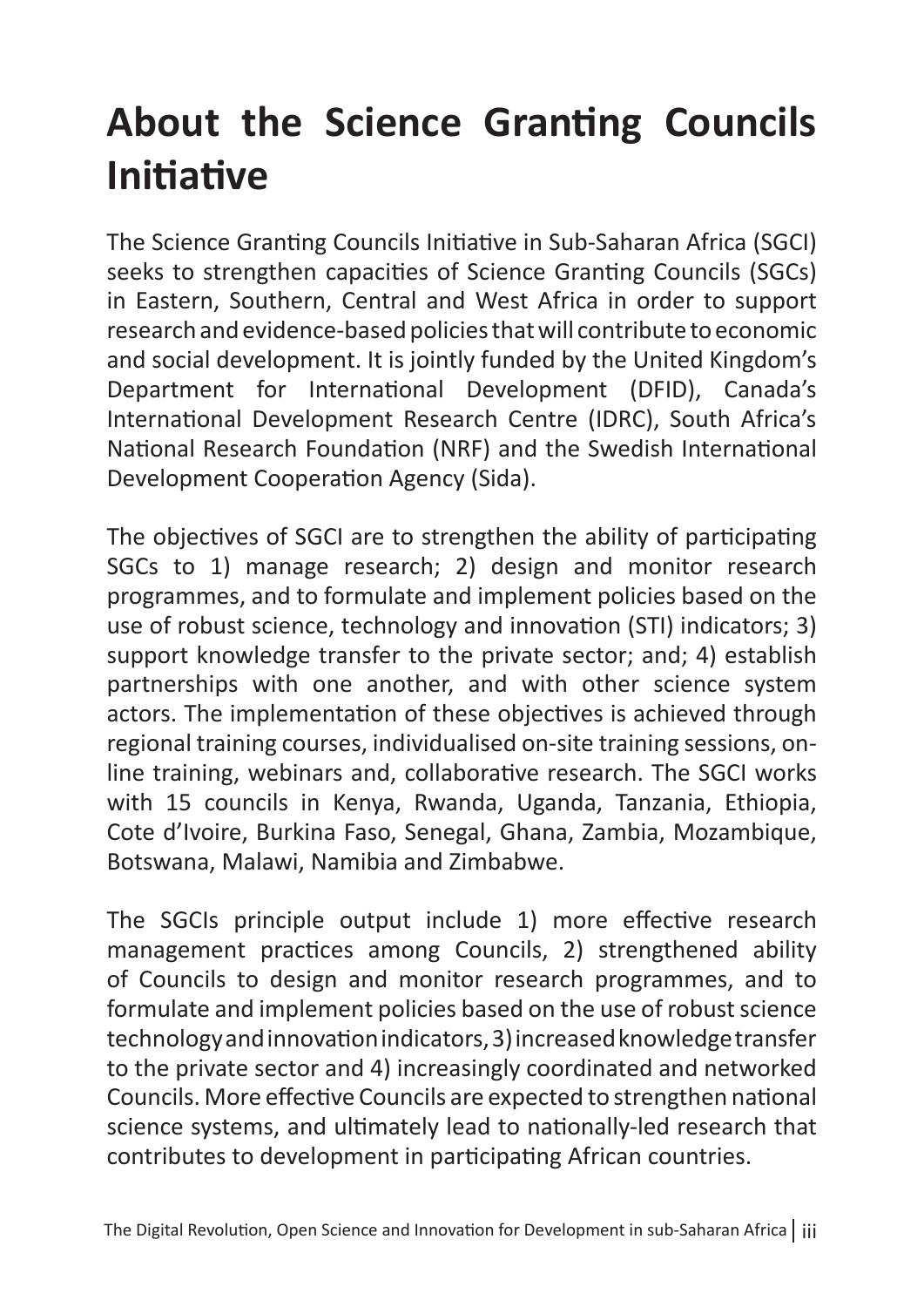# About the Science Granting Councils Initiative

The Science Granting Councils Initiative in Sub-Saharan Africa (SGCI) seeks to strengthen capacities of Science Granting Councils (SGCs) in Eastern, Southern, Central and West Africa in order to support research and evidence-based policies that will contribute to economic and social development. It is jointly funded by the United Kingdom's Department for International Development (DFID), Canada's International Development Research Centre (IDRC), South Africa's National Research Foundation (NRF) and the Swedish International Development Cooperation Agency (Sida).

The objectives of SGCI are to strengthen the ability of participating SGCs to 1) manage research; 2) design and monitor research programmes, and to formulate and implement policies based on the use of robust science, technology and innovation (STI) indicators; 3) support knowledge transfer to the private sector; and; 4) establish partnerships with one another, and with other science system actors. The implementation of these objectives is achieved through regional training courses, individualised on-site training sessions, on-line training, webinars and, collaborative research. The SGCI works with 15 councils in Kenya, Rwanda, Uganda, Tanzania, Ethiopia, Cote d'Ivoire, Burkina Faso, Senegal, Ghana, Zambia, Mozambique, Botswana, Malawi, Namibia and Zimbabwe.

The SGCIs principle output include 1) more effective research management practices among Councils, 2) strengthened ability of Councils to design and monitor research programmes, and to formulate and implement policies based on the use of robust science technology and innovation indicators, 3) increased knowledge transfer to the private sector and 4) increasingly coordinated and networked Councils. More effective Councils are expected to strengthen national science systems, and ultimately lead to nationally-led research that contributes to development in participating African countries.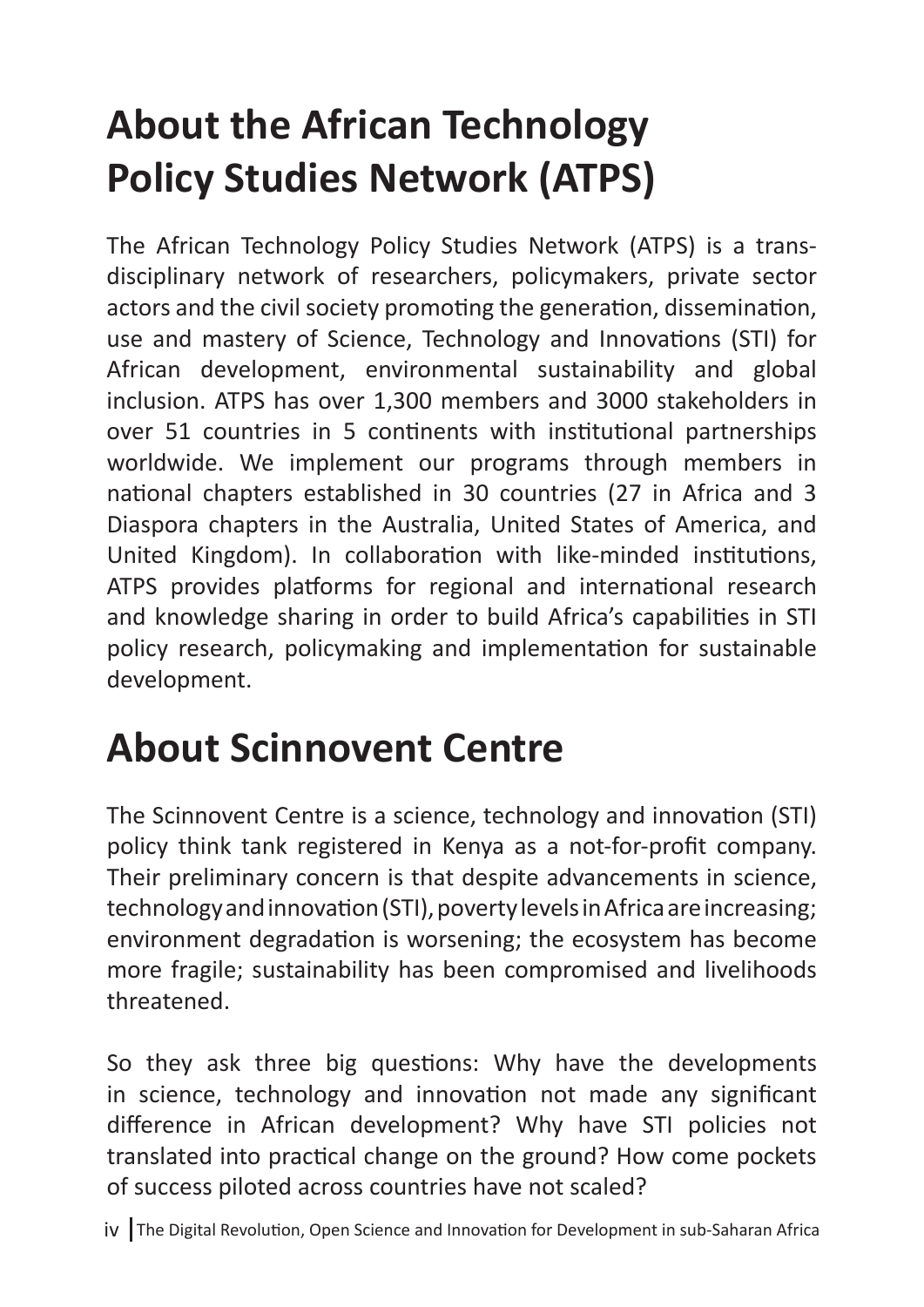# About the African Technology Policy Studies Network (ATPS)

The African Technology Policy Studies Network (ATPS) is a trans-disciplinary network of researchers, policymakers, private sector actors and the civil society promoting the generation, dissemination, use and mastery of Science, Technology and Innovations (STI) for African development, environmental sustainability and global inclusion. ATPS has over 1,300 members and 3000 stakeholders in over 51 countries in 5 continents with institutional partnerships worldwide. We implement our programs through members in national chapters established in 30 countries (27 in Africa and 3 Diaspora chapters in the Australia, United States of America, and United Kingdom). In collaboration with like-minded institutions, ATPS provides platforms for regional and international research and knowledge sharing in order to build Africa's capabilities in STI policy research, policymaking and implementation for sustainable development.

# About Scinnovent Centre

The Scinnovent Centre is a science, technology and innovation (STI) policy think tank registered in Kenya as a not-for-profit company. Their preliminary concern is that despite advancements in science, technology and innovation (STI), poverty levels in Africa are increasing; environment degradation is worsening; the ecosystem has become more fragile; sustainability has been compromised and livelihoods threatened.

So they ask three big questions: Why have the developments in science, technology and innovation not made any significant difference in African development? Why have STI policies not translated into practical change on the ground? How come pockets of success piloted across countries have not scaled?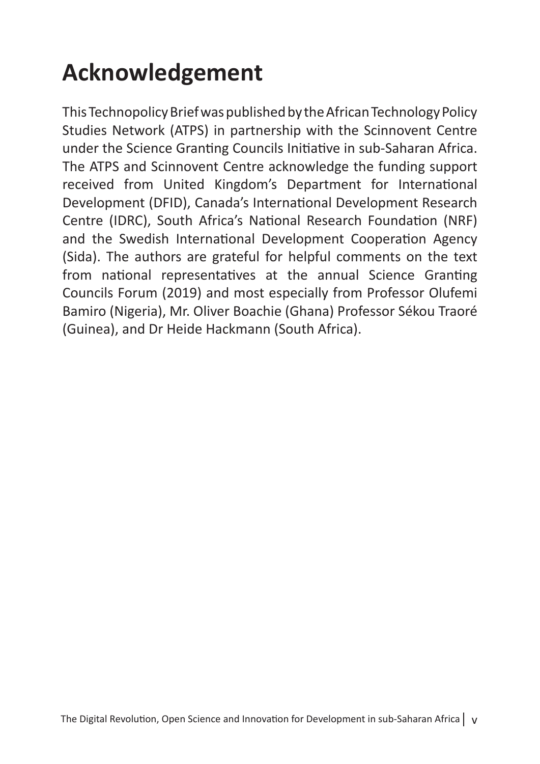# Acknowledgement

This Technopolicy Brief was published by the African Technology Policy Studies Network (ATPS) in partnership with the Scinnovent Centre under the Science Granting Councils Initiative in sub-Saharan Africa. The ATPS and Scinnovent Centre acknowledge the funding support received from United Kingdom's Department for International Development (DFID), Canada's International Development Research Centre (IDRC), South Africa's National Research Foundation (NRF) and the Swedish International Development Cooperation Agency (Sida). The authors are grateful for helpful comments on the text from national representatives at the annual Science Granting Councils Forum (2019) and most especially from Professor Olufemi Bamiro (Nigeria), Mr. Oliver Boachie (Ghana) Professor Sékou Traoré (Guinea), and Dr Heide Hackmann (South Africa).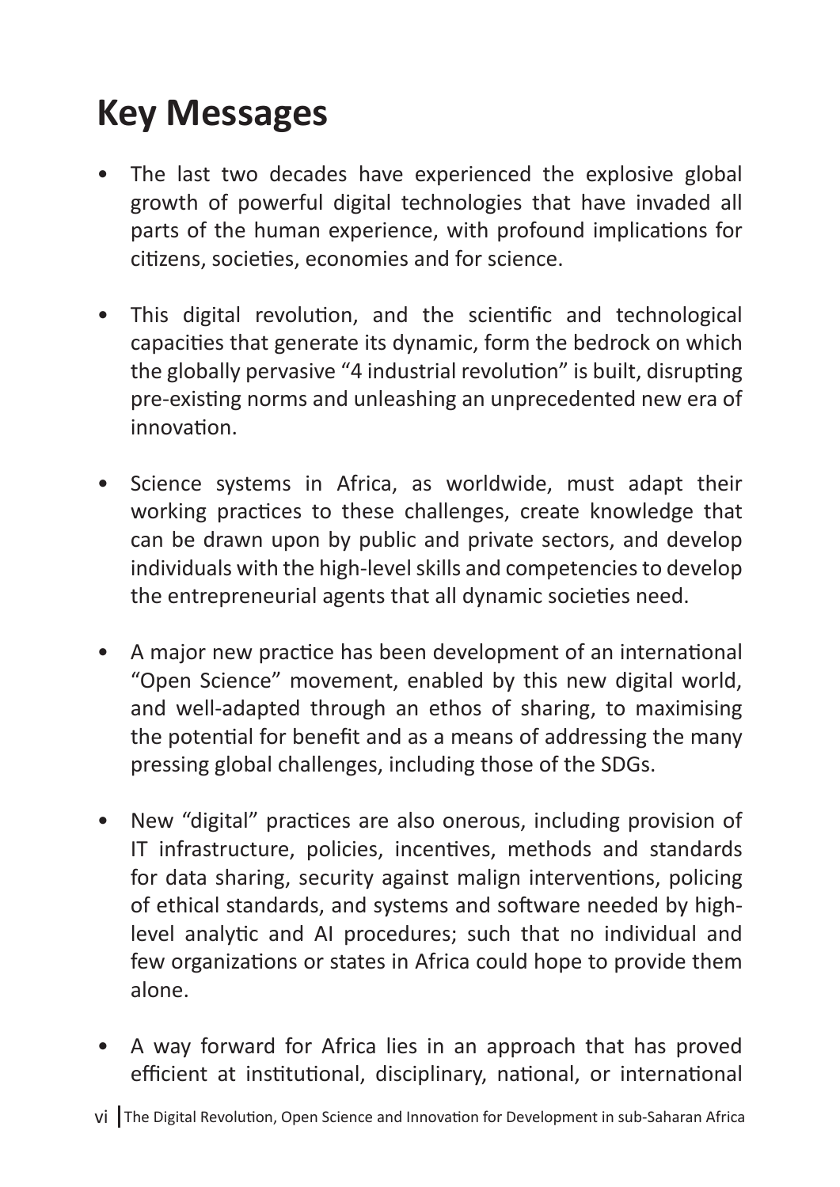# Key Messages

- The last two decades have experienced the explosive global growth of powerful digital technologies that have invaded all parts of the human experience, with profound implications for citizens, societies, economies and for science.

- This digital revolution, and the scientific and technological capacities that generate its dynamic, form the bedrock on which the globally pervasive "4 industrial revolution" is built, disrupting pre-existing norms and unleashing an unprecedented new era of innovation.

- Science systems in Africa, as worldwide, must adapt their working practices to these challenges, create knowledge that can be drawn upon by public and private sectors, and develop individuals with the high-level skills and competencies to develop the entrepreneurial agents that all dynamic societies need.

- A major new practice has been development of an international "Open Science" movement, enabled by this new digital world, and well-adapted through an ethos of sharing, to maximising the potential for benefit and as a means of addressing the many pressing global challenges, including those of the SDGs.

- New "digital" practices are also onerous, including provision of IT infrastructure, policies, incentives, methods and standards for data sharing, security against malign interventions, policing of ethical standards, and systems and software needed by high-level analytic and AI procedures; such that no individual and few organizations or states in Africa could hope to provide them alone.

- A way forward for Africa lies in an approach that has proved efficient at institutional, disciplinary, national, or international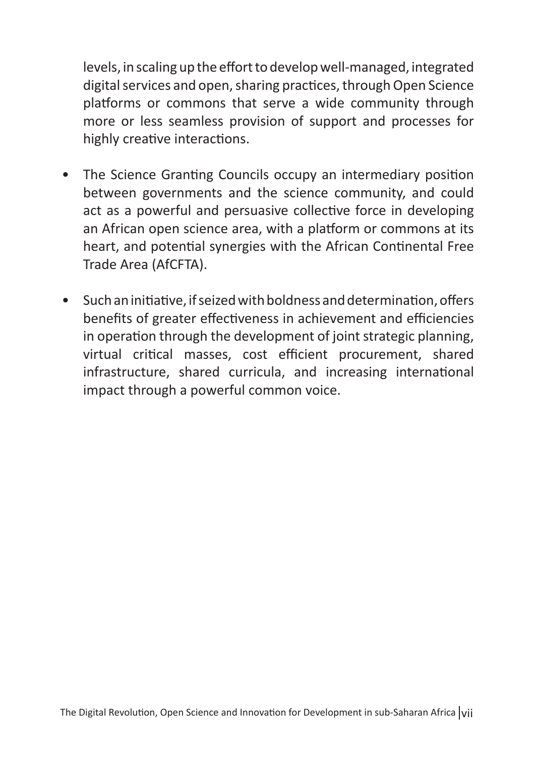levels, in scaling up the effort to develop well-managed, integrated digital services and open, sharing practices, through Open Science platforms or commons that serve a wide community through more or less seamless provision of support and processes for highly creative interactions.

- The Science Granting Councils occupy an intermediary position between governments and the science community, and could act as a powerful and persuasive collective force in developing an African open science area, with a platform or commons at its heart, and potential synergies with the African Continental Free Trade Area (AfCFTA).
- Such an initiative, if seized with boldness and determination, offers benefits of greater effectiveness in achievement and efficiencies in operation through the development of joint strategic planning, virtual critical masses, cost efficient procurement, shared infrastructure, shared curricula, and increasing international impact through a powerful common voice.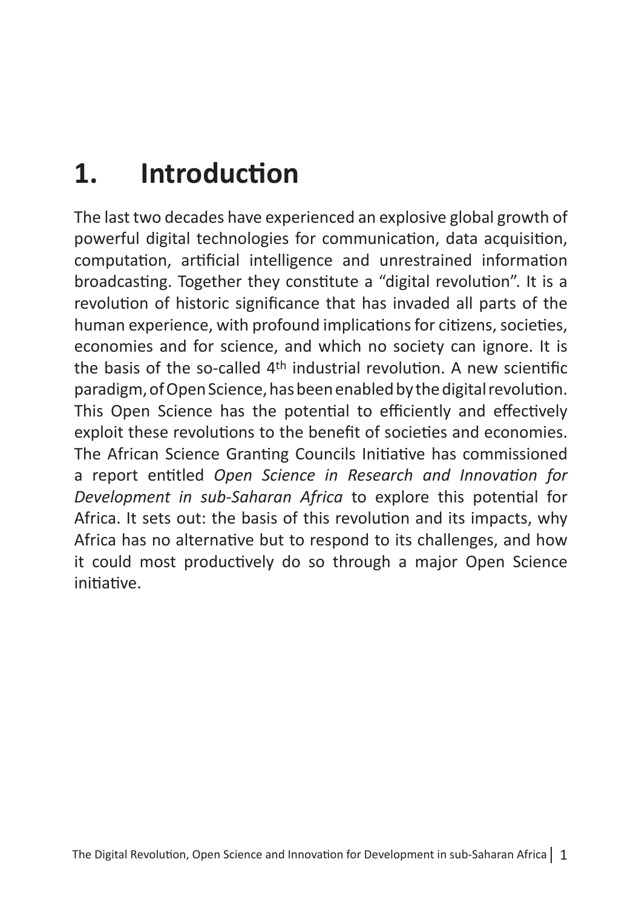# 1. Introduction

The last two decades have experienced an explosive global growth of powerful digital technologies for communication, data acquisition, computation, artificial intelligence and unrestrained information broadcasting. Together they constitute a "digital revolution". It is a revolution of historic significance that has invaded all parts of the human experience, with profound implications for citizens, societies, economies and for science, and which no society can ignore. It is the basis of the so-called 4$^{th}$ industrial revolution. A new scientific paradigm, of Open Science, has been enabled by the digital revolution. This Open Science has the potential to efficiently and effectively exploit these revolutions to the benefit of societies and economies. The African Science Granting Councils Initiative has commissioned a report entitled *Open Science in Research and Innovation for Development in sub-Saharan Africa* to explore this potential for Africa. It sets out: the basis of this revolution and its impacts, why Africa has no alternative but to respond to its challenges, and how it could most productively do so through a major Open Science initiative.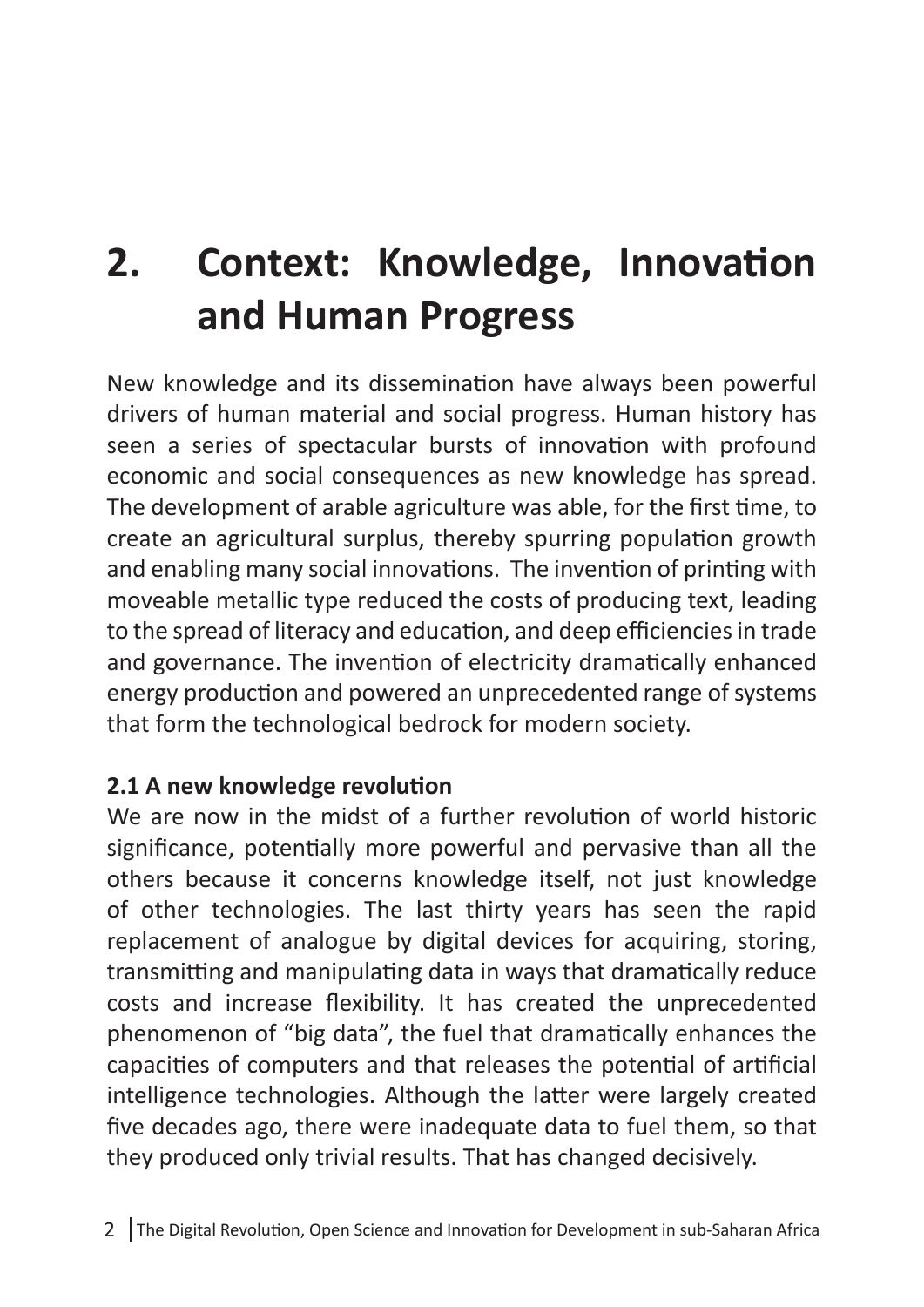# 2. Context: Knowledge, Innovation and Human Progress

New knowledge and its dissemination have always been powerful drivers of human material and social progress. Human history has seen a series of spectacular bursts of innovation with profound economic and social consequences as new knowledge has spread. The development of arable agriculture was able, for the first time, to create an agricultural surplus, thereby spurring population growth and enabling many social innovations. The invention of printing with moveable metallic type reduced the costs of producing text, leading to the spread of literacy and education, and deep efficiencies in trade and governance. The invention of electricity dramatically enhanced energy production and powered an unprecedented range of systems that form the technological bedrock for modern society.

## 2.1 A new knowledge revolution

We are now in the midst of a further revolution of world historic significance, potentially more powerful and pervasive than all the others because it concerns knowledge itself, not just knowledge of other technologies. The last thirty years has seen the rapid replacement of analogue by digital devices for acquiring, storing, transmitting and manipulating data in ways that dramatically reduce costs and increase flexibility. It has created the unprecedented phenomenon of "big data", the fuel that dramatically enhances the capacities of computers and that releases the potential of artificial intelligence technologies. Although the latter were largely created five decades ago, there were inadequate data to fuel them, so that they produced only trivial results. That has changed decisively.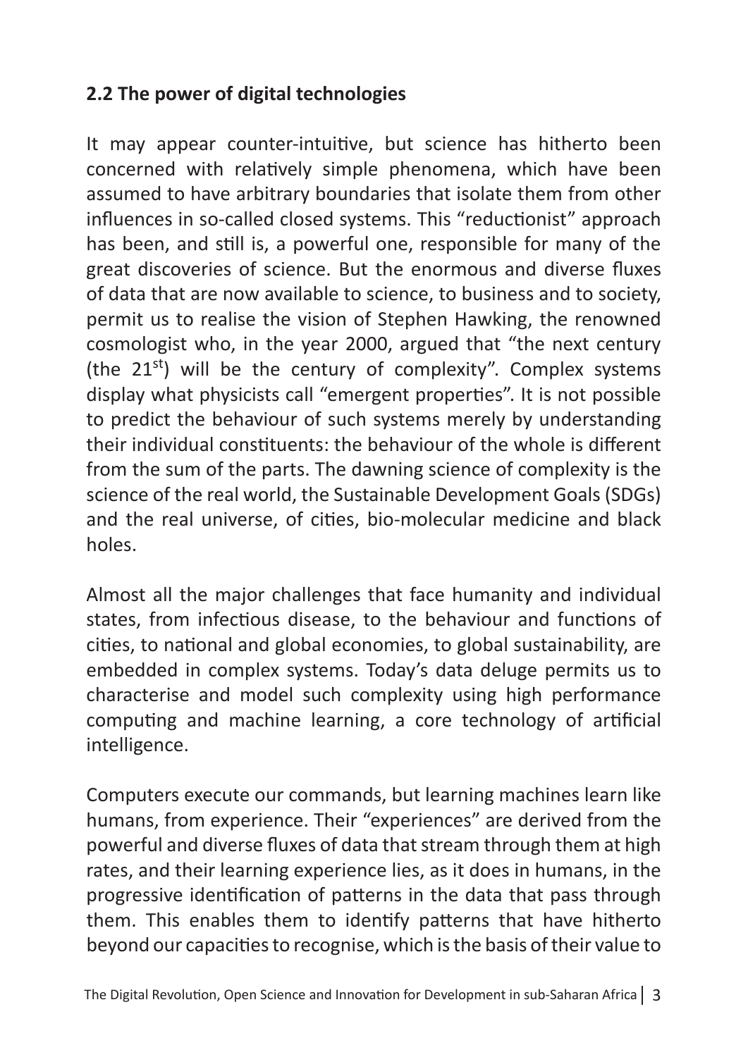## 2.2 The power of digital technologies

It may appear counter-intuitive, but science has hitherto been concerned with relatively simple phenomena, which have been assumed to have arbitrary boundaries that isolate them from other influences in so-called closed systems. This "reductionist" approach has been, and still is, a powerful one, responsible for many of the great discoveries of science. But the enormous and diverse fluxes of data that are now available to science, to business and to society, permit us to realise the vision of Stephen Hawking, the renowned cosmologist who, in the year 2000, argued that "the next century (the 21$^{st}$) will be the century of complexity". Complex systems display what physicists call "emergent properties". It is not possible to predict the behaviour of such systems merely by understanding their individual constituents: the behaviour of the whole is different from the sum of the parts. The dawning science of complexity is the science of the real world, the Sustainable Development Goals (SDGs) and the real universe, of cities, bio-molecular medicine and black holes.

Almost all the major challenges that face humanity and individual states, from infectious disease, to the behaviour and functions of cities, to national and global economies, to global sustainability, are embedded in complex systems. Today's data deluge permits us to characterise and model such complexity using high performance computing and machine learning, a core technology of artificial intelligence.

Computers execute our commands, but learning machines learn like humans, from experience. Their "experiences" are derived from the powerful and diverse fluxes of data that stream through them at high rates, and their learning experience lies, as it does in humans, in the progressive identification of patterns in the data that pass through them. This enables them to identify patterns that have hitherto beyond our capacities to recognise, which is the basis of their value to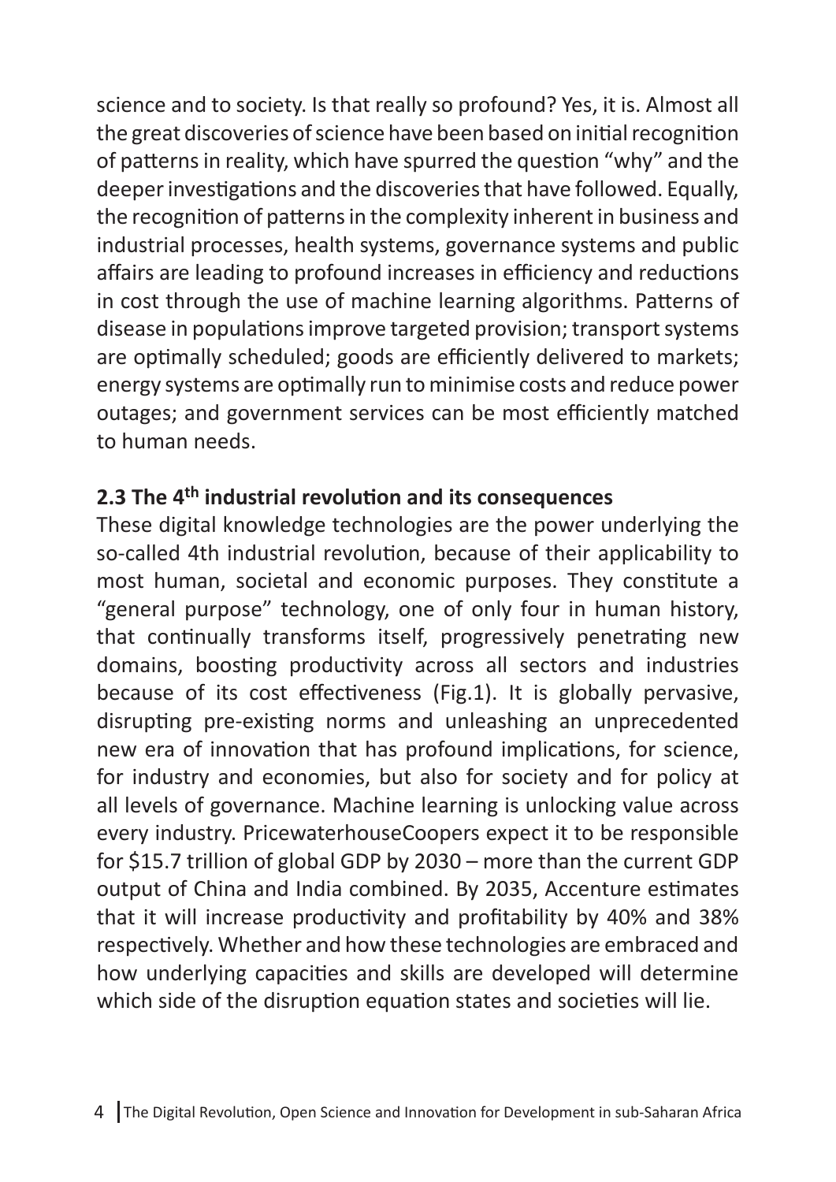science and to society. Is that really so profound? Yes, it is. Almost all the great discoveries of science have been based on initial recognition of patterns in reality, which have spurred the question "why" and the deeper investigations and the discoveries that have followed. Equally, the recognition of patterns in the complexity inherent in business and industrial processes, health systems, governance systems and public affairs are leading to profound increases in efficiency and reductions in cost through the use of machine learning algorithms. Patterns of disease in populations improve targeted provision; transport systems are optimally scheduled; goods are efficiently delivered to markets; energy systems are optimally run to minimise costs and reduce power outages; and government services can be most efficiently matched to human needs.

### 2.3 The 4th industrial revolution and its consequences

These digital knowledge technologies are the power underlying the so-called 4th industrial revolution, because of their applicability to most human, societal and economic purposes. They constitute a "general purpose" technology, one of only four in human history, that continually transforms itself, progressively penetrating new domains, boosting productivity across all sectors and industries because of its cost effectiveness (Fig.1). It is globally pervasive, disrupting pre-existing norms and unleashing an unprecedented new era of innovation that has profound implications, for science, for industry and economies, but also for society and for policy at all levels of governance. Machine learning is unlocking value across every industry. PricewaterhouseCoopers expect it to be responsible for \$15.7 trillion of global GDP by 2030 – more than the current GDP output of China and India combined. By 2035, Accenture estimates that it will increase productivity and profitability by 40% and 38% respectively. Whether and how these technologies are embraced and how underlying capacities and skills are developed will determine which side of the disruption equation states and societies will lie.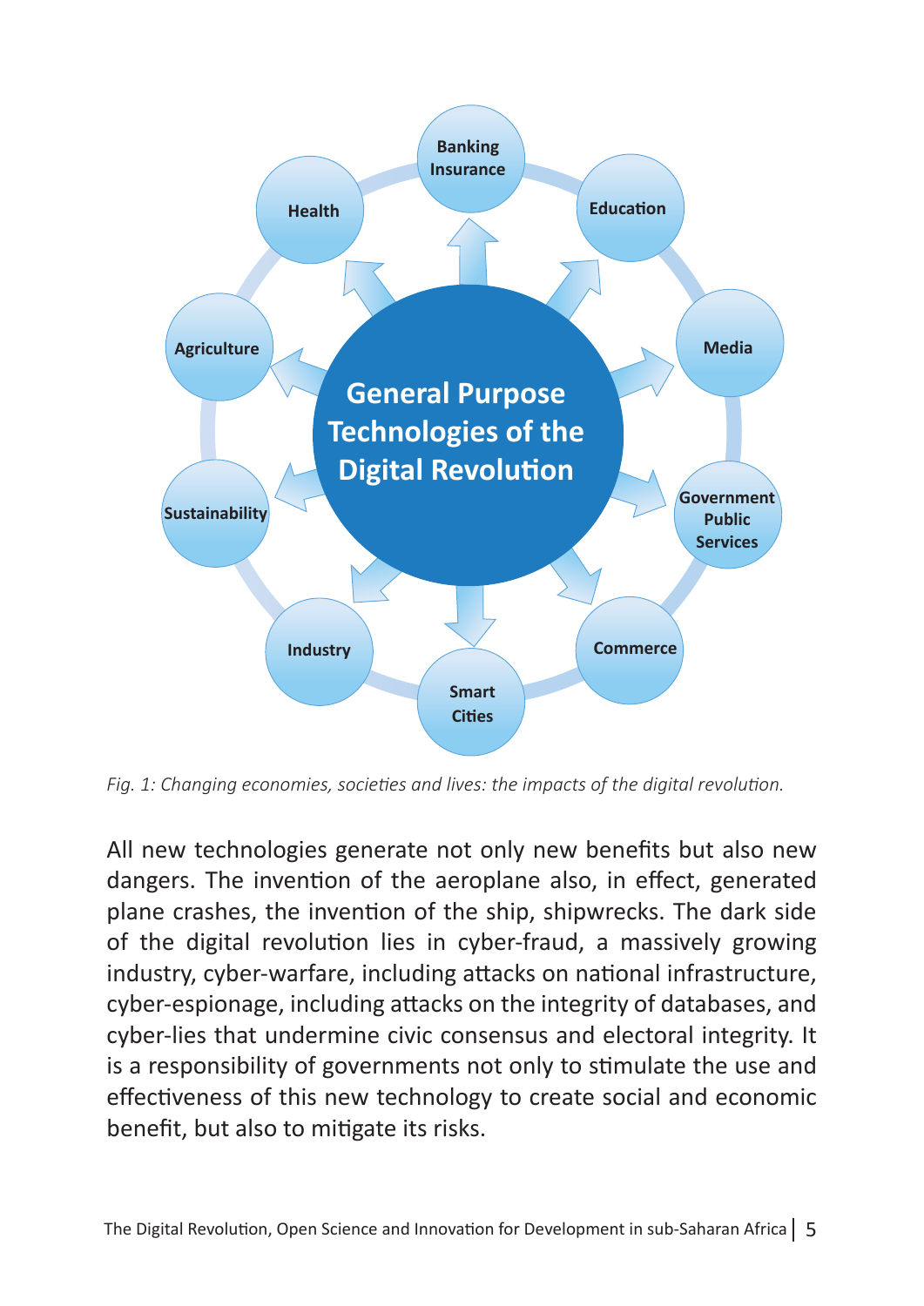*Fig. 1: Changing economies, societies and lives: the impacts of the digital revolution.*

All new technologies generate not only new benefits but also new dangers. The invention of the aeroplane also, in effect, generated plane crashes, the invention of the ship, shipwrecks. The dark side of the digital revolution lies in cyber-fraud, a massively growing industry, cyber-warfare, including attacks on national infrastructure, cyber-espionage, including attacks on the integrity of databases, and cyber-lies that undermine civic consensus and electoral integrity. It is a responsibility of governments not only to stimulate the use and effectiveness of this new technology to create social and economic benefit, but also to mitigate its risks.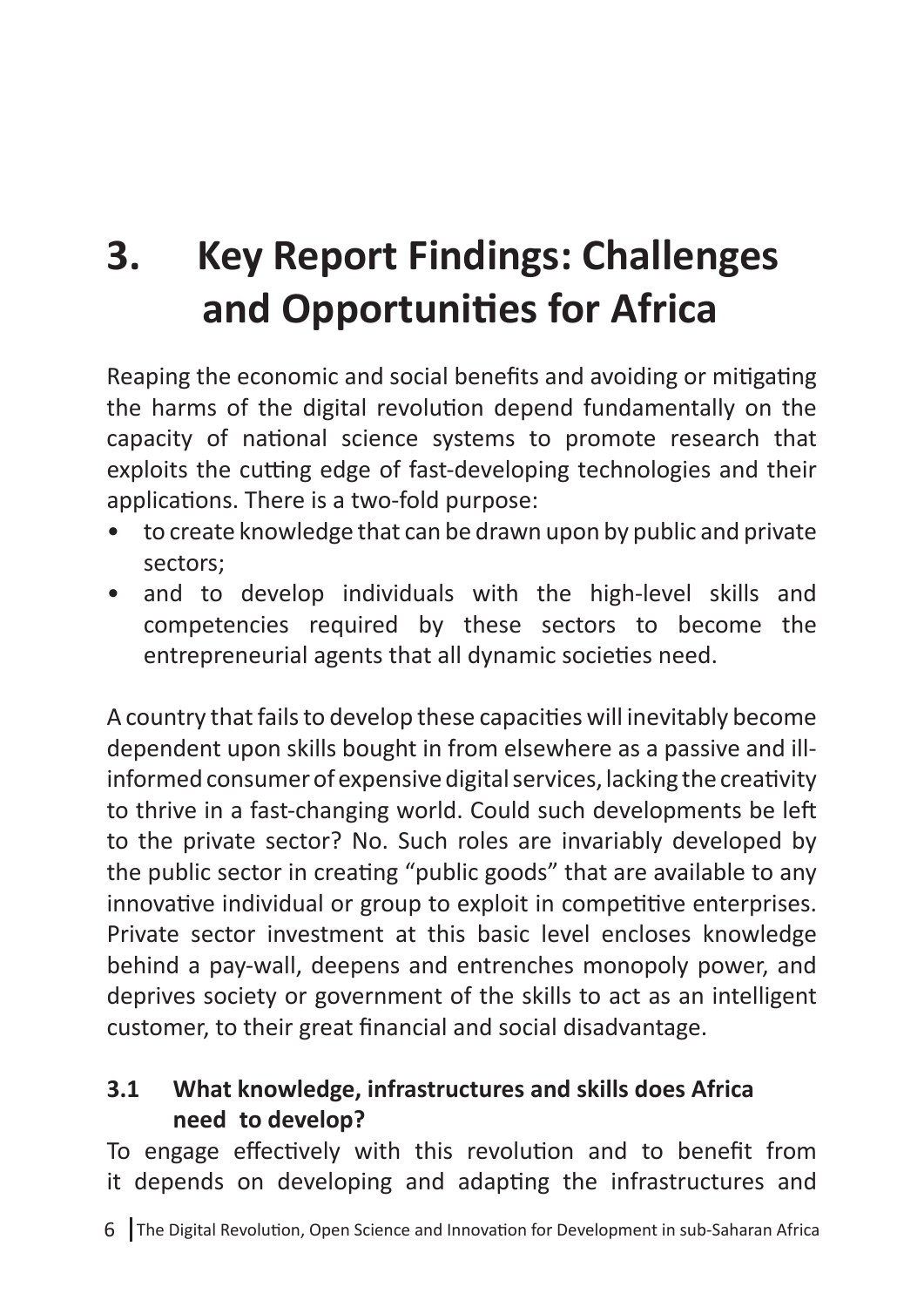# 3. Key Report Findings: Challenges and Opportunities for Africa

Reaping the economic and social benefits and avoiding or mitigating the harms of the digital revolution depend fundamentally on the capacity of national science systems to promote research that exploits the cutting edge of fast-developing technologies and their applications. There is a two-fold purpose:

- to create knowledge that can be drawn upon by public and private sectors;
- and to develop individuals with the high-level skills and competencies required by these sectors to become the entrepreneurial agents that all dynamic societies need.

A country that fails to develop these capacities will inevitably become dependent upon skills bought in from elsewhere as a passive and ill-informed consumer of expensive digital services, lacking the creativity to thrive in a fast-changing world. Could such developments be left to the private sector? No. Such roles are invariably developed by the public sector in creating "public goods" that are available to any innovative individual or group to exploit in competitive enterprises. Private sector investment at this basic level encloses knowledge behind a pay-wall, deepens and entrenches monopoly power, and deprives society or government of the skills to act as an intelligent customer, to their great financial and social disadvantage.

## 3.1 What knowledge, infrastructures and skills does Africa need to develop?

To engage effectively with this revolution and to benefit from it depends on developing and adapting the infrastructures and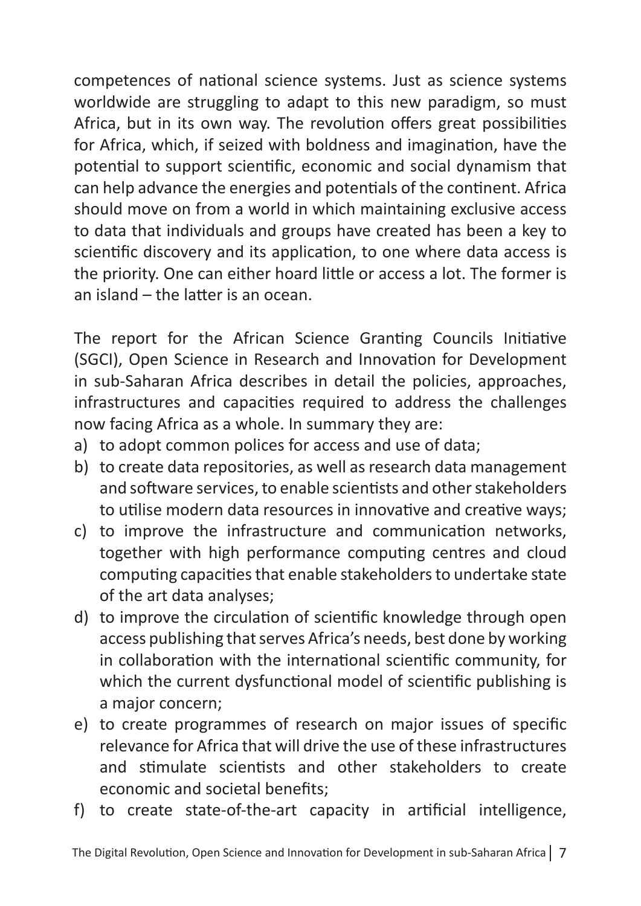competences of national science systems. Just as science systems worldwide are struggling to adapt to this new paradigm, so must Africa, but in its own way. The revolution offers great possibilities for Africa, which, if seized with boldness and imagination, have the potential to support scientific, economic and social dynamism that can help advance the energies and potentials of the continent. Africa should move on from a world in which maintaining exclusive access to data that individuals and groups have created has been a key to scientific discovery and its application, to one where data access is the priority. One can either hoard little or access a lot. The former is an island – the latter is an ocean.

The report for the African Science Granting Councils Initiative (SGCI), Open Science in Research and Innovation for Development in sub-Saharan Africa describes in detail the policies, approaches, infrastructures and capacities required to address the challenges now facing Africa as a whole. In summary they are:

a) to adopt common polices for access and use of data;
b) to create data repositories, as well as research data management and software services, to enable scientists and other stakeholders to utilise modern data resources in innovative and creative ways;
c) to improve the infrastructure and communication networks, together with high performance computing centres and cloud computing capacities that enable stakeholders to undertake state of the art data analyses;
d) to improve the circulation of scientific knowledge through open access publishing that serves Africa's needs, best done by working in collaboration with the international scientific community, for which the current dysfunctional model of scientific publishing is a major concern;
e) to create programmes of research on major issues of specific relevance for Africa that will drive the use of these infrastructures and stimulate scientists and other stakeholders to create economic and societal benefits;
f) to create state-of-the-art capacity in artificial intelligence,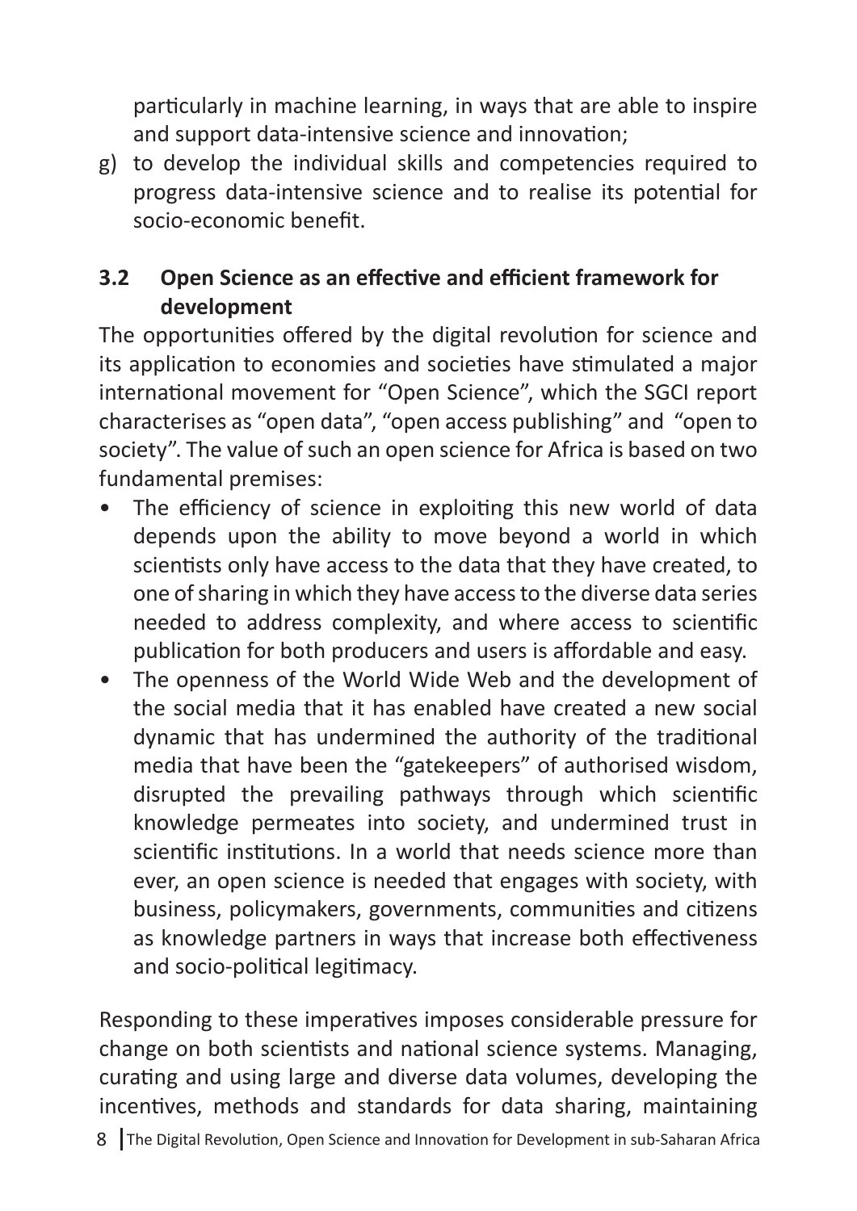particularly in machine learning, in ways that are able to inspire and support data-intensive science and innovation;

g) to develop the individual skills and competencies required to progress data-intensive science and to realise its potential for socio-economic benefit.

### 3.2 Open Science as an effective and efficient framework for development

The opportunities offered by the digital revolution for science and its application to economies and societies have stimulated a major international movement for "Open Science", which the SGCI report characterises as "open data", "open access publishing" and "open to society". The value of such an open science for Africa is based on two fundamental premises:

- The efficiency of science in exploiting this new world of data depends upon the ability to move beyond a world in which scientists only have access to the data that they have created, to one of sharing in which they have access to the diverse data series needed to address complexity, and where access to scientific publication for both producers and users is affordable and easy.
- The openness of the World Wide Web and the development of the social media that it has enabled have created a new social dynamic that has undermined the authority of the traditional media that have been the "gatekeepers" of authorised wisdom, disrupted the prevailing pathways through which scientific knowledge permeates into society, and undermined trust in scientific institutions. In a world that needs science more than ever, an open science is needed that engages with society, with business, policymakers, governments, communities and citizens as knowledge partners in ways that increase both effectiveness and socio-political legitimacy.

Responding to these imperatives imposes considerable pressure for change on both scientists and national science systems. Managing, curating and using large and diverse data volumes, developing the incentives, methods and standards for data sharing, maintaining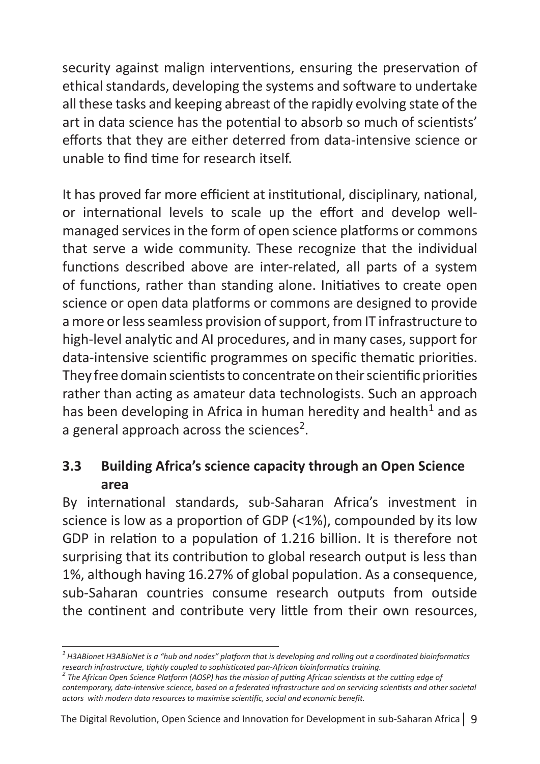security against malign interventions, ensuring the preservation of ethical standards, developing the systems and software to undertake all these tasks and keeping abreast of the rapidly evolving state of the art in data science has the potential to absorb so much of scientists' efforts that they are either deterred from data-intensive science or unable to find time for research itself.

It has proved far more efficient at institutional, disciplinary, national, or international levels to scale up the effort and develop well-managed services in the form of open science platforms or commons that serve a wide community. These recognize that the individual functions described above are inter-related, all parts of a system of functions, rather than standing alone. Initiatives to create open science or open data platforms or commons are designed to provide a more or less seamless provision of support, from IT infrastructure to high-level analytic and AI procedures, and in many cases, support for data-intensive scientific programmes on specific thematic priorities. They free domain scientists to concentrate on their scientific priorities rather than acting as amateur data technologists. Such an approach has been developing in Africa in human heredity and health[1] and as a general approach across the sciences[2].

### 3.3 Building Africa's science capacity through an Open Science area

By international standards, sub-Saharan Africa's investment in science is low as a proportion of GDP (<1%), compounded by its low GDP in relation to a population of 1.216 billion. It is therefore not surprising that its contribution to global research output is less than 1%, although having 16.27% of global population. As a consequence, sub-Saharan countries consume research outputs from outside the continent and contribute very little from their own resources,

---

*[1] H3ABionet H3ABioNet is a "hub and nodes" platform that is developing and rolling out a coordinated bioinformatics research infrastructure, tightly coupled to sophisticated pan-African bioinformatics training.*

*[2] The African Open Science Platform (AOSP) has the mission of putting African scientists at the cutting edge of contemporary, data-intensive science, based on a federated infrastructure and on servicing scientists and other societal actors with modern data resources to maximise scientific, social and economic benefit.*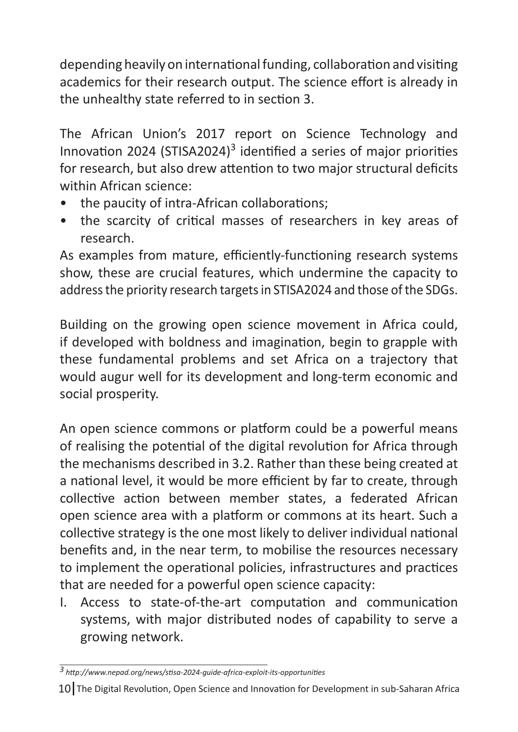depending heavily on international funding, collaboration and visiting academics for their research output. The science effort is already in the unhealthy state referred to in section 3.

The African Union's 2017 report on Science Technology and Innovation 2024 (STISA2024)[3] identified a series of major priorities for research, but also drew attention to two major structural deficits within African science:

- the paucity of intra-African collaborations;
- the scarcity of critical masses of researchers in key areas of research.

As examples from mature, efficiently-functioning research systems show, these are crucial features, which undermine the capacity to address the priority research targets in STISA2024 and those of the SDGs.

Building on the growing open science movement in Africa could, if developed with boldness and imagination, begin to grapple with these fundamental problems and set Africa on a trajectory that would augur well for its development and long-term economic and social prosperity.

An open science commons or platform could be a powerful means of realising the potential of the digital revolution for Africa through the mechanisms described in 3.2. Rather than these being created at a national level, it would be more efficient by far to create, through collective action between member states, a federated African open science area with a platform or commons at its heart. Such a collective strategy is the one most likely to deliver individual national benefits and, in the near term, to mobilise the resources necessary to implement the operational policies, infrastructures and practices that are needed for a powerful open science capacity:

I. Access to state-of-the-art computation and communication systems, with major distributed nodes of capability to serve a growing network.

---

[3] *http://www.nepad.org/news/stisa-2024-guide-africa-exploit-its-opportunities*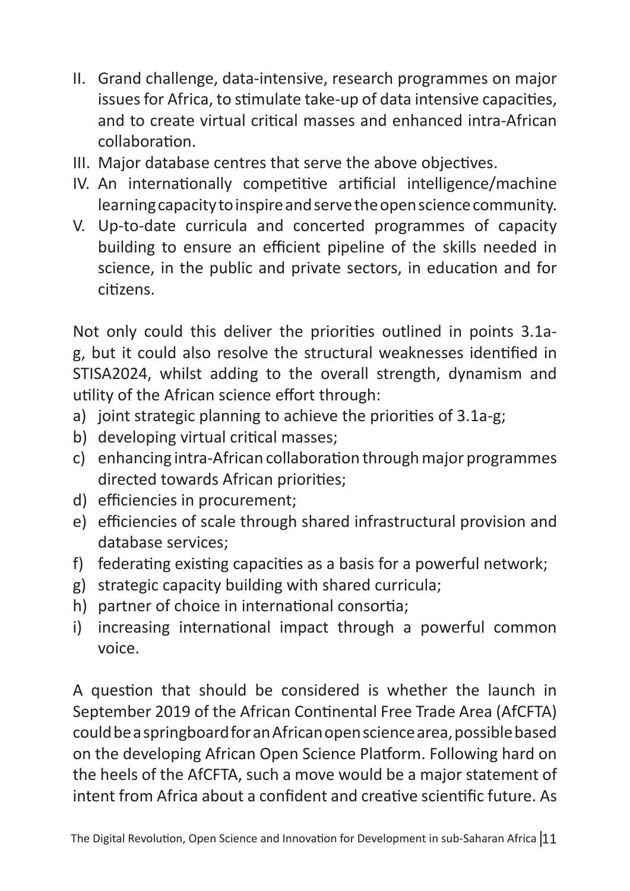II. Grand challenge, data-intensive, research programmes on major issues for Africa, to stimulate take-up of data intensive capacities, and to create virtual critical masses and enhanced intra-African collaboration.
III. Major database centres that serve the above objectives.
IV. An internationally competitive artificial intelligence/machine learning capacity to inspire and serve the open science community.
V. Up-to-date curricula and concerted programmes of capacity building to ensure an efficient pipeline of the skills needed in science, in the public and private sectors, in education and for citizens.

Not only could this deliver the priorities outlined in points 3.1a-g, but it could also resolve the structural weaknesses identified in STISA2024, whilst adding to the overall strength, dynamism and utility of the African science effort through:

a) joint strategic planning to achieve the priorities of 3.1a-g;
b) developing virtual critical masses;
c) enhancing intra-African collaboration through major programmes directed towards African priorities;
d) efficiencies in procurement;
e) efficiencies of scale through shared infrastructural provision and database services;
f) federating existing capacities as a basis for a powerful network;
g) strategic capacity building with shared curricula;
h) partner of choice in international consortia;
i) increasing international impact through a powerful common voice.

A question that should be considered is whether the launch in September 2019 of the African Continental Free Trade Area (AfCFTA) could be a springboard for an African open science area, possible based on the developing African Open Science Platform. Following hard on the heels of the AfCFTA, such a move would be a major statement of intent from Africa about a confident and creative scientific future. As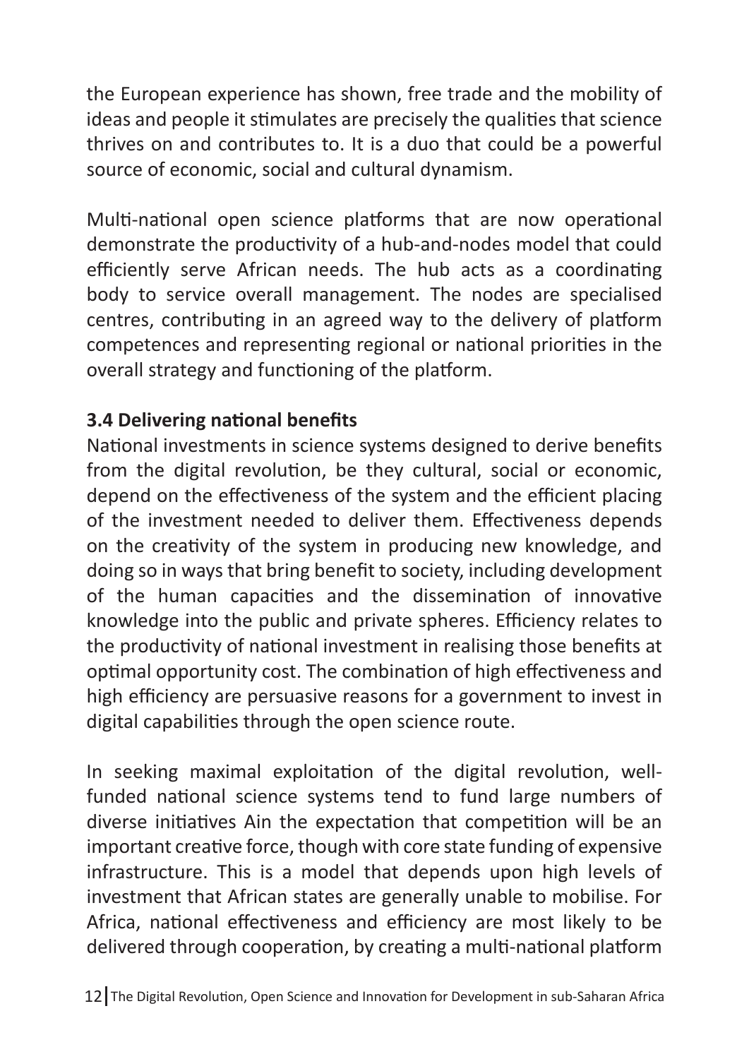the European experience has shown, free trade and the mobility of ideas and people it stimulates are precisely the qualities that science thrives on and contributes to. It is a duo that could be a powerful source of economic, social and cultural dynamism.

Multi-national open science platforms that are now operational demonstrate the productivity of a hub-and-nodes model that could efficiently serve African needs. The hub acts as a coordinating body to service overall management. The nodes are specialised centres, contributing in an agreed way to the delivery of platform competences and representing regional or national priorities in the overall strategy and functioning of the platform.

### 3.4 Delivering national benefits

National investments in science systems designed to derive benefits from the digital revolution, be they cultural, social or economic, depend on the effectiveness of the system and the efficient placing of the investment needed to deliver them. Effectiveness depends on the creativity of the system in producing new knowledge, and doing so in ways that bring benefit to society, including development of the human capacities and the dissemination of innovative knowledge into the public and private spheres. Efficiency relates to the productivity of national investment in realising those benefits at optimal opportunity cost. The combination of high effectiveness and high efficiency are persuasive reasons for a government to invest in digital capabilities through the open science route.

In seeking maximal exploitation of the digital revolution, well-funded national science systems tend to fund large numbers of diverse initiatives Ain the expectation that competition will be an important creative force, though with core state funding of expensive infrastructure. This is a model that depends upon high levels of investment that African states are generally unable to mobilise. For Africa, national effectiveness and efficiency are most likely to be delivered through cooperation, by creating a multi-national platform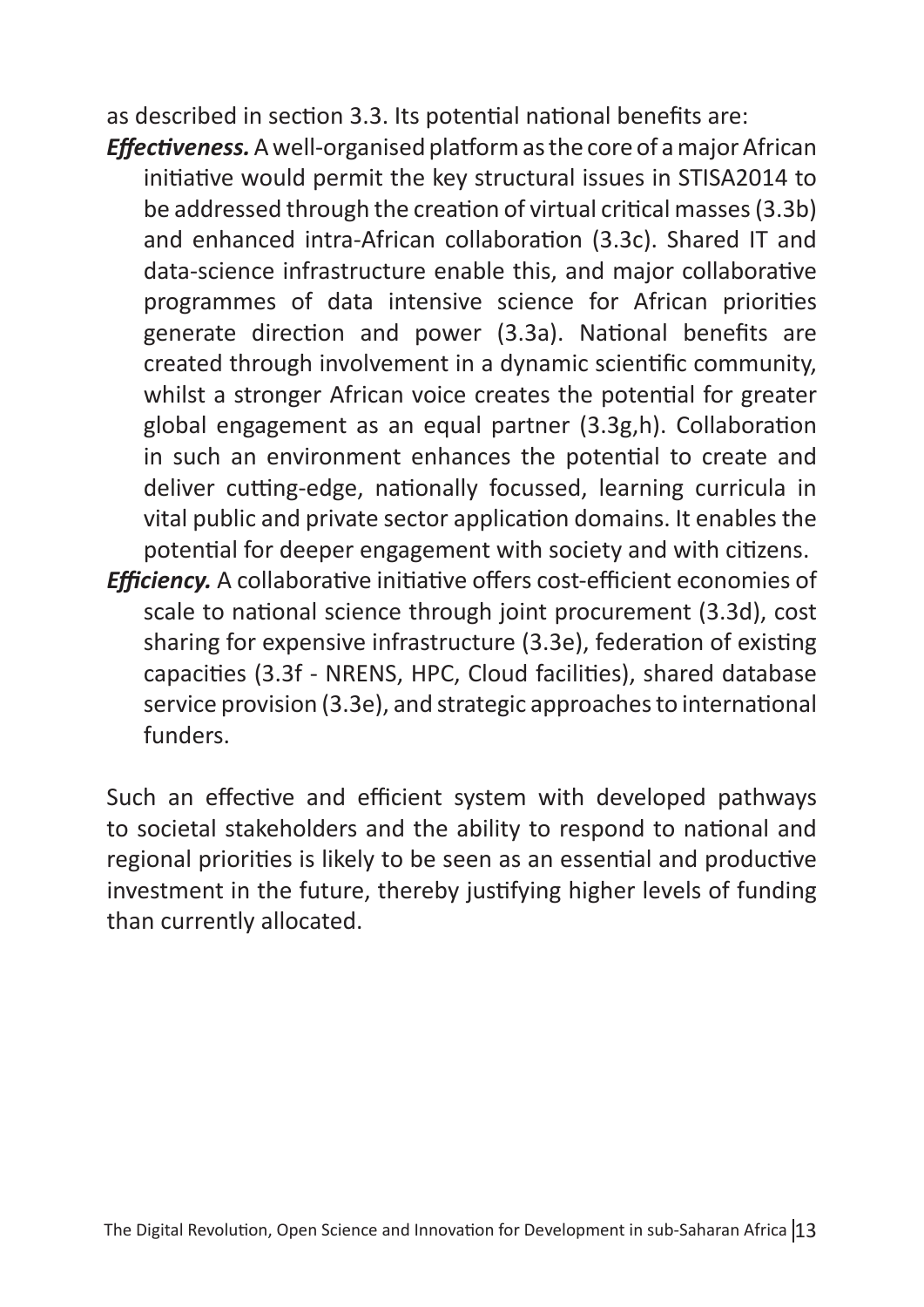as described in section 3.3. Its potential national benefits are:

***Effectiveness.*** A well-organised platform as the core of a major African initiative would permit the key structural issues in STISA2014 to be addressed through the creation of virtual critical masses (3.3b) and enhanced intra-African collaboration (3.3c). Shared IT and data-science infrastructure enable this, and major collaborative programmes of data intensive science for African priorities generate direction and power (3.3a). National benefits are created through involvement in a dynamic scientific community, whilst a stronger African voice creates the potential for greater global engagement as an equal partner (3.3g,h). Collaboration in such an environment enhances the potential to create and deliver cutting-edge, nationally focussed, learning curricula in vital public and private sector application domains. It enables the potential for deeper engagement with society and with citizens.

***Efficiency.*** A collaborative initiative offers cost-efficient economies of scale to national science through joint procurement (3.3d), cost sharing for expensive infrastructure (3.3e), federation of existing capacities (3.3f - NRENS, HPC, Cloud facilities), shared database service provision (3.3e), and strategic approaches to international funders.

Such an effective and efficient system with developed pathways to societal stakeholders and the ability to respond to national and regional priorities is likely to be seen as an essential and productive investment in the future, thereby justifying higher levels of funding than currently allocated.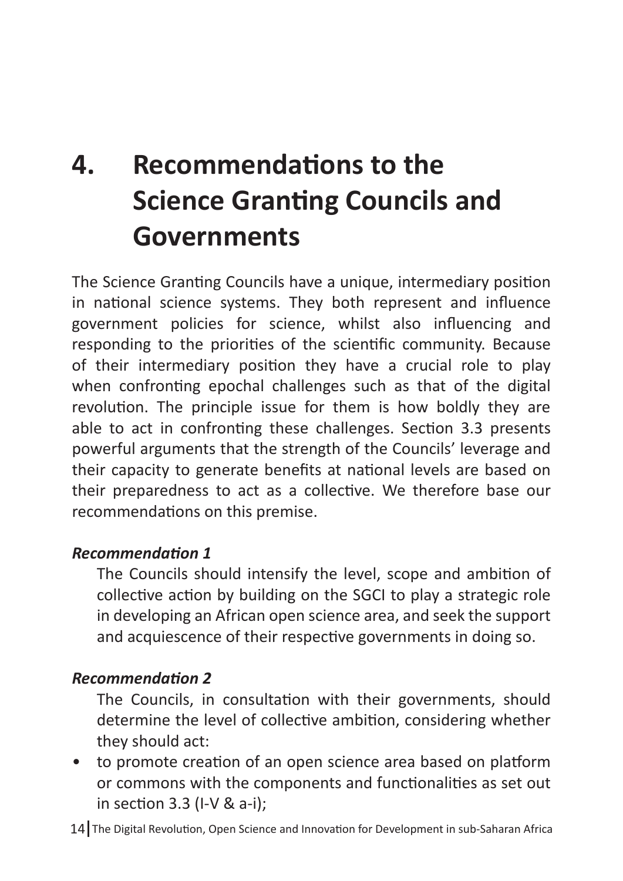# 4. Recommendations to the Science Granting Councils and Governments

The Science Granting Councils have a unique, intermediary position in national science systems. They both represent and influence government policies for science, whilst also influencing and responding to the priorities of the scientific community. Because of their intermediary position they have a crucial role to play when confronting epochal challenges such as that of the digital revolution. The principle issue for them is how boldly they are able to act in confronting these challenges. Section 3.3 presents powerful arguments that the strength of the Councils' leverage and their capacity to generate benefits at national levels are based on their preparedness to act as a collective. We therefore base our recommendations on this premise.

***Recommendation 1***

The Councils should intensify the level, scope and ambition of collective action by building on the SGCI to play a strategic role in developing an African open science area, and seek the support and acquiescence of their respective governments in doing so.

***Recommendation 2***

The Councils, in consultation with their governments, should determine the level of collective ambition, considering whether they should act:

- to promote creation of an open science area based on platform or commons with the components and functionalities as set out in section 3.3 (I-V & a-i);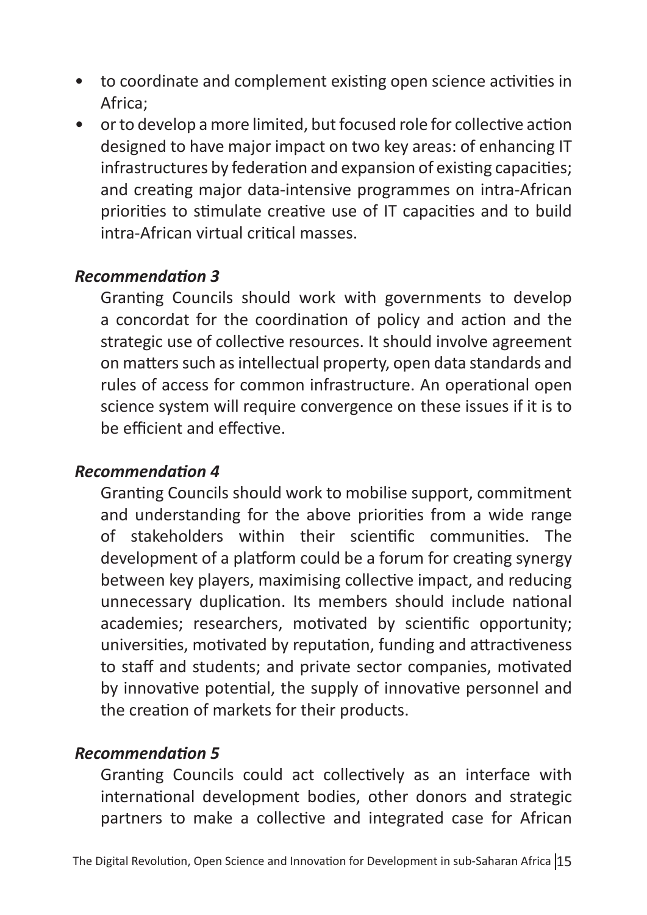- to coordinate and complement existing open science activities in Africa;
- or to develop a more limited, but focused role for collective action designed to have major impact on two key areas: of enhancing IT infrastructures by federation and expansion of existing capacities; and creating major data-intensive programmes on intra-African priorities to stimulate creative use of IT capacities and to build intra-African virtual critical masses.

***Recommendation 3***

Granting Councils should work with governments to develop a concordat for the coordination of policy and action and the strategic use of collective resources. It should involve agreement on matters such as intellectual property, open data standards and rules of access for common infrastructure. An operational open science system will require convergence on these issues if it is to be efficient and effective.

***Recommendation 4***

Granting Councils should work to mobilise support, commitment and understanding for the above priorities from a wide range of stakeholders within their scientific communities. The development of a platform could be a forum for creating synergy between key players, maximising collective impact, and reducing unnecessary duplication. Its members should include national academies; researchers, motivated by scientific opportunity; universities, motivated by reputation, funding and attractiveness to staff and students; and private sector companies, motivated by innovative potential, the supply of innovative personnel and the creation of markets for their products.

***Recommendation 5***

Granting Councils could act collectively as an interface with international development bodies, other donors and strategic partners to make a collective and integrated case for African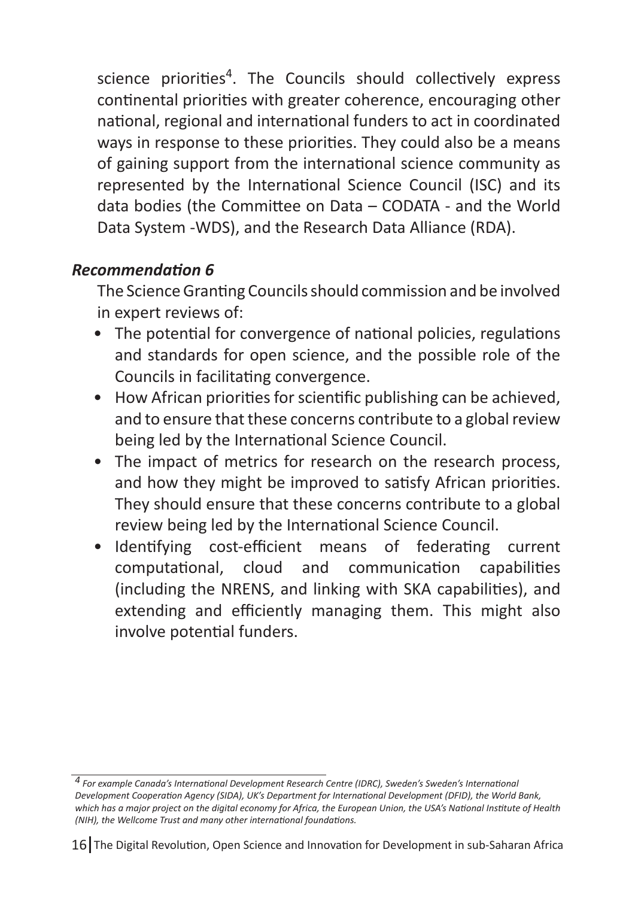science priorities[4]. The Councils should collectively express continental priorities with greater coherence, encouraging other national, regional and international funders to act in coordinated ways in response to these priorities. They could also be a means of gaining support from the international science community as represented by the International Science Council (ISC) and its data bodies (the Committee on Data – CODATA - and the World Data System -WDS), and the Research Data Alliance (RDA).

***Recommendation 6***

The Science Granting Councils should commission and be involved in expert reviews of:

- The potential for convergence of national policies, regulations and standards for open science, and the possible role of the Councils in facilitating convergence.
- How African priorities for scientific publishing can be achieved, and to ensure that these concerns contribute to a global review being led by the International Science Council.
- The impact of metrics for research on the research process, and how they might be improved to satisfy African priorities. They should ensure that these concerns contribute to a global review being led by the International Science Council.
- Identifying cost-efficient means of federating current computational, cloud and communication capabilities (including the NRENS, and linking with SKA capabilities), and extending and efficiently managing them. This might also involve potential funders.

---

*[4] For example Canada's International Development Research Centre (IDRC), Sweden's Sweden's International Development Cooperation Agency (SIDA), UK's Department for International Development (DFID), the World Bank, which has a major project on the digital economy for Africa, the European Union, the USA's National Institute of Health (NIH), the Wellcome Trust and many other international foundations.*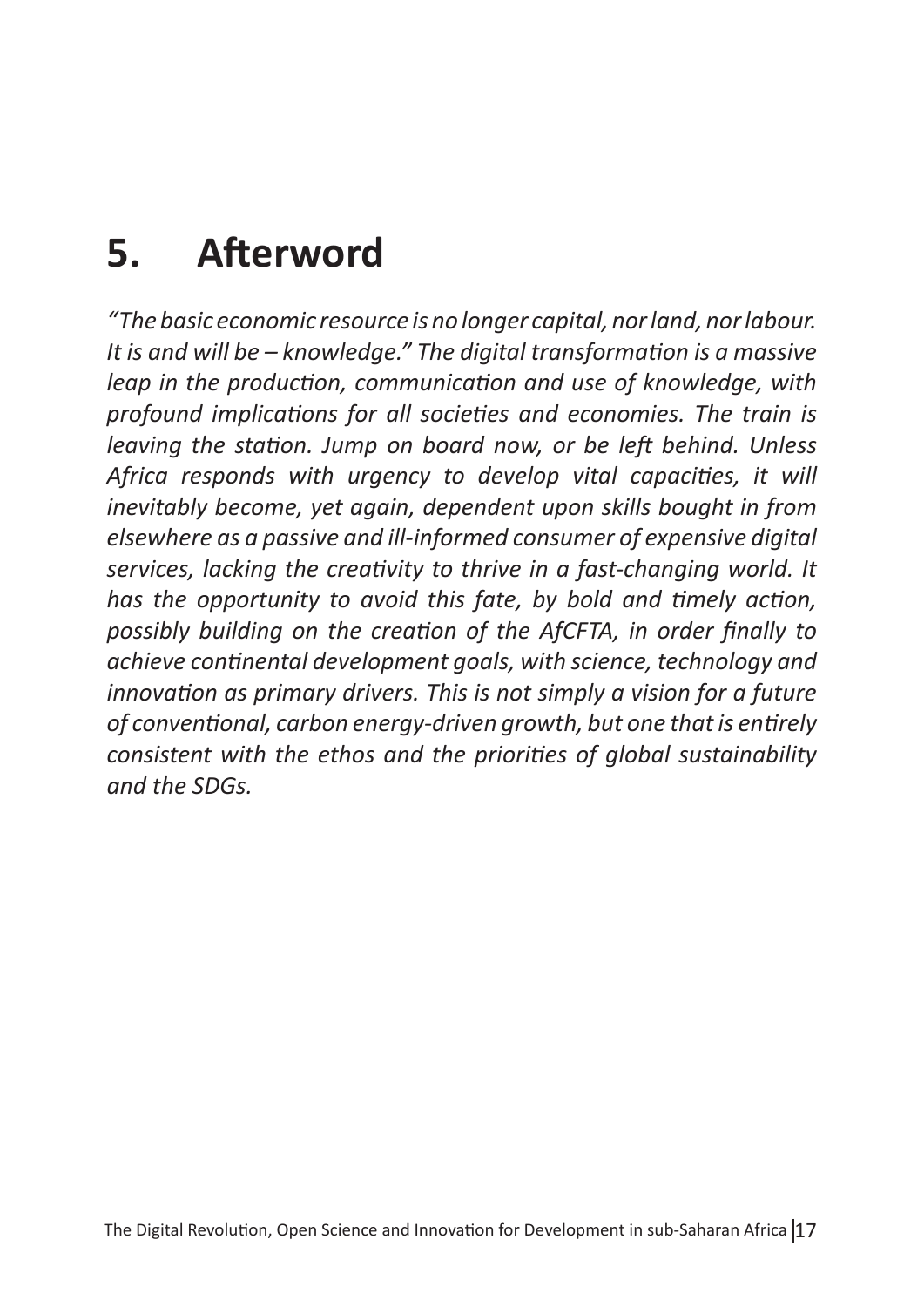## 5. Afterword

*"The basic economic resource is no longer capital, nor land, nor labour. It is and will be – knowledge." The digital transformation is a massive leap in the production, communication and use of knowledge, with profound implications for all societies and economies. The train is leaving the station. Jump on board now, or be left behind. Unless Africa responds with urgency to develop vital capacities, it will inevitably become, yet again, dependent upon skills bought in from elsewhere as a passive and ill-informed consumer of expensive digital services, lacking the creativity to thrive in a fast-changing world. It has the opportunity to avoid this fate, by bold and timely action, possibly building on the creation of the AfCFTA, in order finally to achieve continental development goals, with science, technology and innovation as primary drivers. This is not simply a vision for a future of conventional, carbon energy-driven growth, but one that is entirely consistent with the ethos and the priorities of global sustainability and the SDGs.*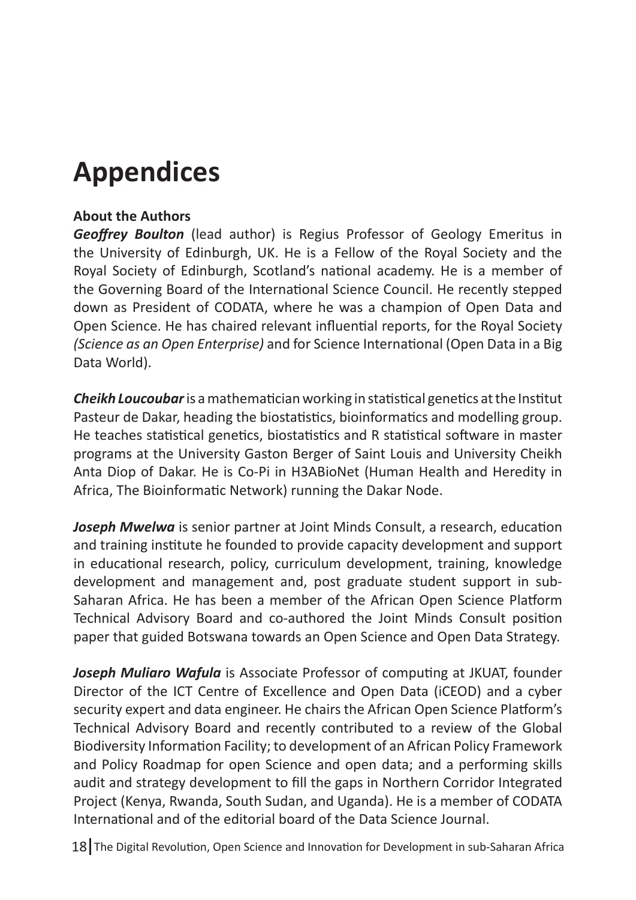# Appendices

**About the Authors**

***Geoffrey Boulton*** (lead author) is Regius Professor of Geology Emeritus in the University of Edinburgh, UK. He is a Fellow of the Royal Society and the Royal Society of Edinburgh, Scotland's national academy. He is a member of the Governing Board of the International Science Council. He recently stepped down as President of CODATA, where he was a champion of Open Data and Open Science. He has chaired relevant influential reports, for the Royal Society *(Science as an Open Enterprise)* and for Science International (Open Data in a Big Data World).

***Cheikh Loucoubar*** is a mathematician working in statistical genetics at the Institut Pasteur de Dakar, heading the biostatistics, bioinformatics and modelling group. He teaches statistical genetics, biostatistics and R statistical software in master programs at the University Gaston Berger of Saint Louis and University Cheikh Anta Diop of Dakar. He is Co-Pi in H3ABioNet (Human Health and Heredity in Africa, The Bioinformatic Network) running the Dakar Node.

***Joseph Mwelwa*** is senior partner at Joint Minds Consult, a research, education and training institute he founded to provide capacity development and support in educational research, policy, curriculum development, training, knowledge development and management and, post graduate student support in sub-Saharan Africa. He has been a member of the African Open Science Platform Technical Advisory Board and co-authored the Joint Minds Consult position paper that guided Botswana towards an Open Science and Open Data Strategy.

***Joseph Muliaro Wafula*** is Associate Professor of computing at JKUAT, founder Director of the ICT Centre of Excellence and Open Data (iCEOD) and a cyber security expert and data engineer. He chairs the African Open Science Platform's Technical Advisory Board and recently contributed to a review of the Global Biodiversity Information Facility; to development of an African Policy Framework and Policy Roadmap for open Science and open data; and a performing skills audit and strategy development to fill the gaps in Northern Corridor Integrated Project (Kenya, Rwanda, South Sudan, and Uganda). He is a member of CODATA International and of the editorial board of the Data Science Journal.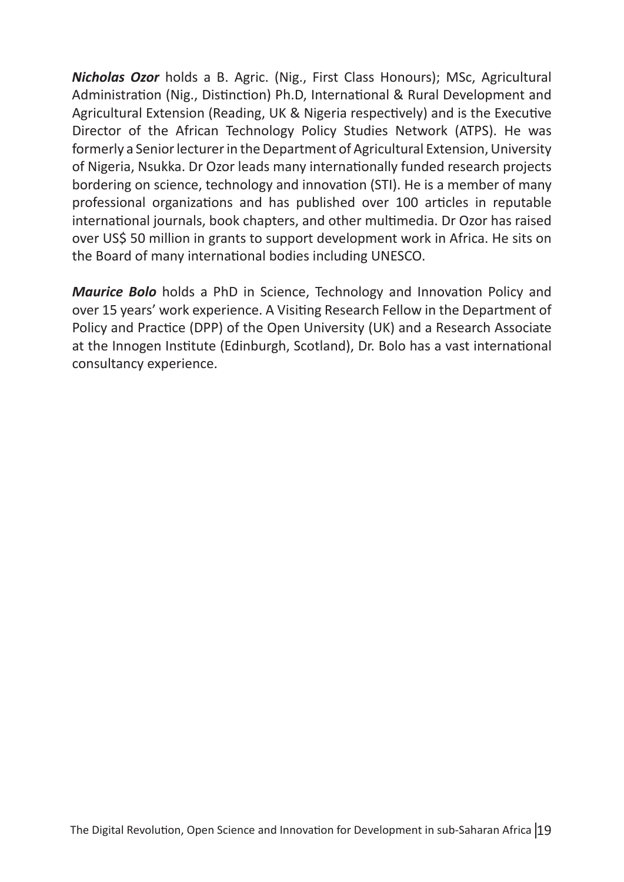***Nicholas Ozor*** holds a B. Agric. (Nig., First Class Honours); MSc, Agricultural Administration (Nig., Distinction) Ph.D, International & Rural Development and Agricultural Extension (Reading, UK & Nigeria respectively) and is the Executive Director of the African Technology Policy Studies Network (ATPS). He was formerly a Senior lecturer in the Department of Agricultural Extension, University of Nigeria, Nsukka. Dr Ozor leads many internationally funded research projects bordering on science, technology and innovation (STI). He is a member of many professional organizations and has published over 100 articles in reputable international journals, book chapters, and other multimedia. Dr Ozor has raised over US$ 50 million in grants to support development work in Africa. He sits on the Board of many international bodies including UNESCO.

***Maurice Bolo*** holds a PhD in Science, Technology and Innovation Policy and over 15 years' work experience. A Visiting Research Fellow in the Department of Policy and Practice (DPP) of the Open University (UK) and a Research Associate at the Innogen Institute (Edinburgh, Scotland), Dr. Bolo has a vast international consultancy experience.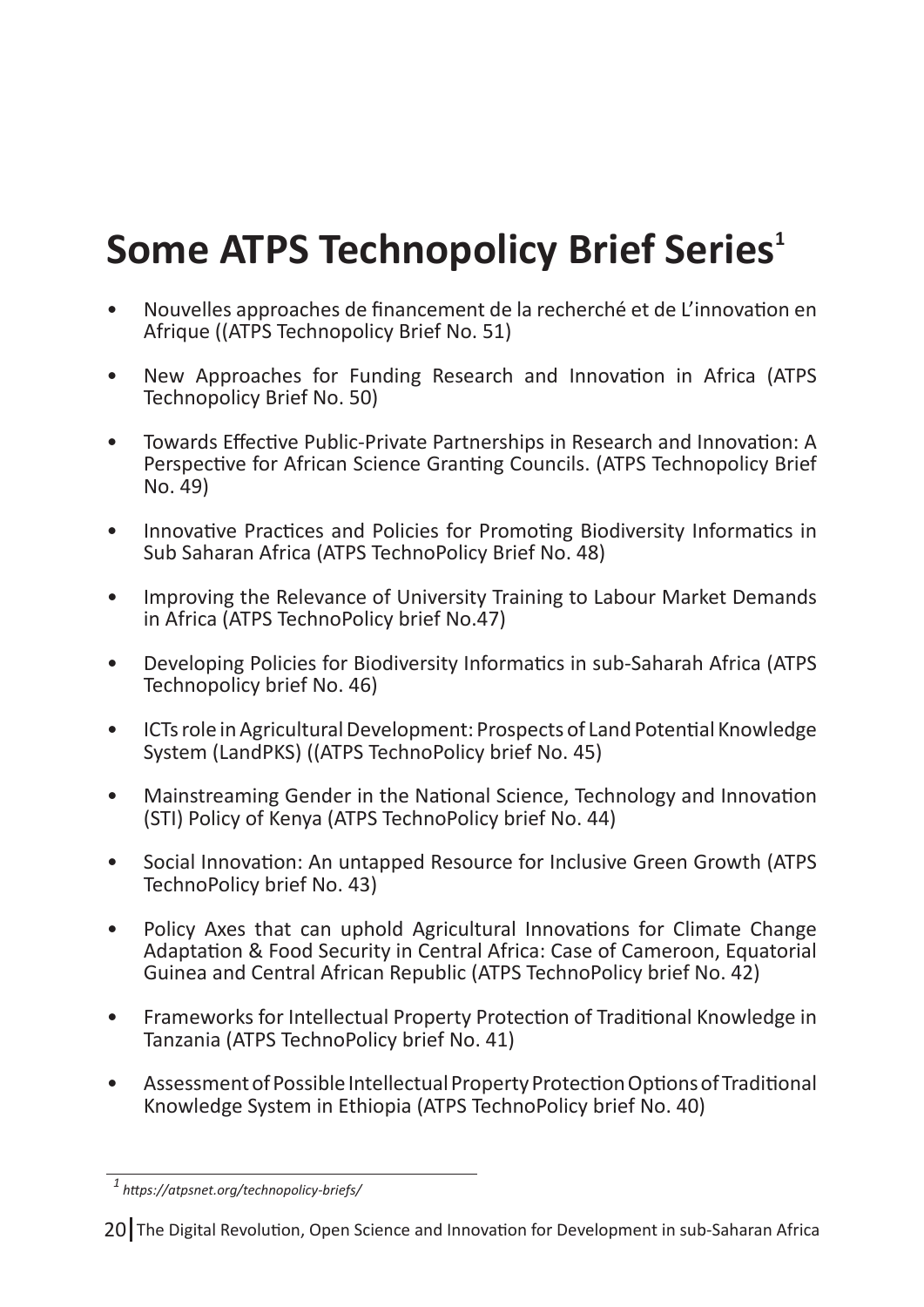# Some ATPS Technopolicy Brief Series[1]

- Nouvelles approaches de financement de la recherché et de L'innovation en Afrique ((ATPS Technopolicy Brief No. 51)
- New Approaches for Funding Research and Innovation in Africa (ATPS Technopolicy Brief No. 50)
- Towards Effective Public-Private Partnerships in Research and Innovation: A Perspective for African Science Granting Councils. (ATPS Technopolicy Brief No. 49)
- Innovative Practices and Policies for Promoting Biodiversity Informatics in Sub Saharan Africa (ATPS TechnoPolicy Brief No. 48)
- Improving the Relevance of University Training to Labour Market Demands in Africa (ATPS TechnoPolicy brief No.47)
- Developing Policies for Biodiversity Informatics in sub-Saharah Africa (ATPS Technopolicy brief No. 46)
- ICTs role in Agricultural Development: Prospects of Land Potential Knowledge System (LandPKS) ((ATPS TechnoPolicy brief No. 45)
- Mainstreaming Gender in the National Science, Technology and Innovation (STI) Policy of Kenya (ATPS TechnoPolicy brief No. 44)
- Social Innovation: An untapped Resource for Inclusive Green Growth (ATPS TechnoPolicy brief No. 43)
- Policy Axes that can uphold Agricultural Innovations for Climate Change Adaptation & Food Security in Central Africa: Case of Cameroon, Equatorial Guinea and Central African Republic (ATPS TechnoPolicy brief No. 42)
- Frameworks for Intellectual Property Protection of Traditional Knowledge in Tanzania (ATPS TechnoPolicy brief No. 41)
- Assessment of Possible Intellectual Property Protection Options of Traditional Knowledge System in Ethiopia (ATPS TechnoPolicy brief No. 40)

---

[1] *https://atpsnet.org/technopolicy-briefs/*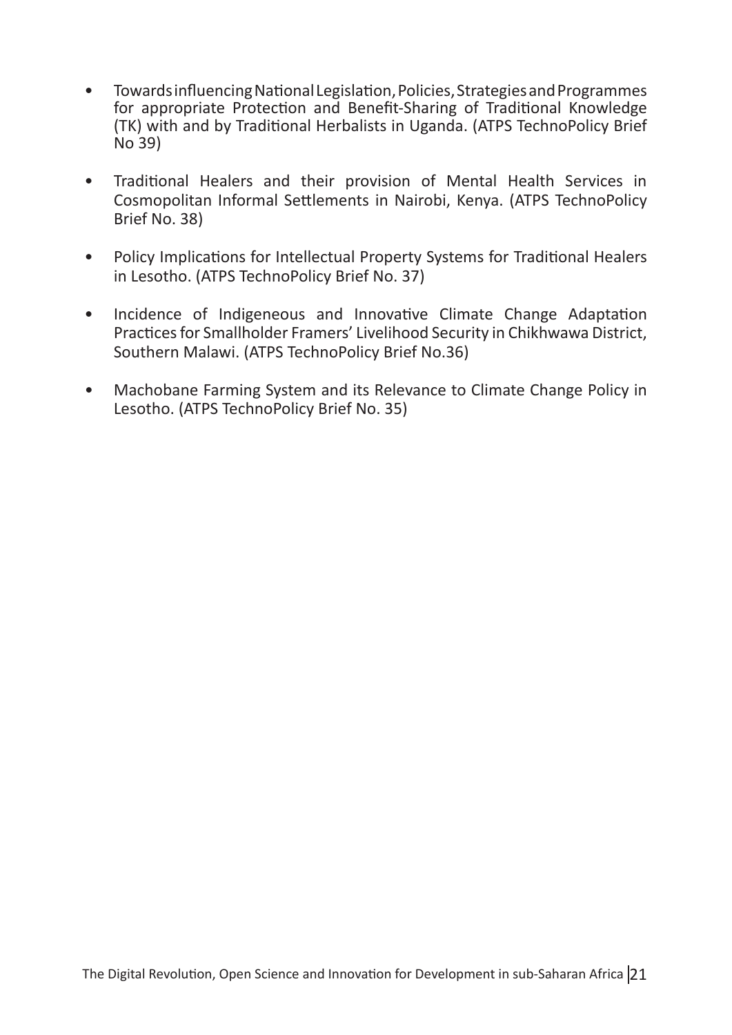- Towards influencing National Legislation, Policies, Strategies and Programmes for appropriate Protection and Benefit-Sharing of Traditional Knowledge (TK) with and by Traditional Herbalists in Uganda. (ATPS TechnoPolicy Brief No 39)

- Traditional Healers and their provision of Mental Health Services in Cosmopolitan Informal Settlements in Nairobi, Kenya. (ATPS TechnoPolicy Brief No. 38)

- Policy Implications for Intellectual Property Systems for Traditional Healers in Lesotho. (ATPS TechnoPolicy Brief No. 37)

- Incidence of Indigeneous and Innovative Climate Change Adaptation Practices for Smallholder Framers' Livelihood Security in Chikhwawa District, Southern Malawi. (ATPS TechnoPolicy Brief No.36)

- Machobane Farming System and its Relevance to Climate Change Policy in Lesotho. (ATPS TechnoPolicy Brief No. 35)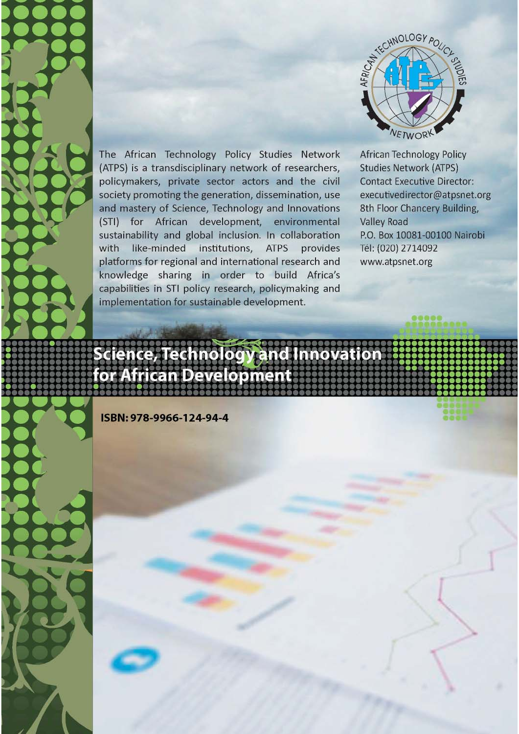The African Technology Policy Studies Network (ATPS) is a transdisciplinary network of researchers, policymakers, private sector actors and the civil society promoting the generation, dissemination, use and mastery of Science, Technology and Innovations (STI) for African development, environmental sustainability and global inclusion. In collaboration with like-minded institutions, ATPS provides platforms for regional and international research and knowledge sharing in order to build Africa's capabilities in STI policy research, policymaking and implementation for sustainable development.

African Technology Policy Studies Network (ATPS)
Contact Executive Director:
executivedirector@atpsnet.org
8th Floor Chancery Building,
Valley Road
P.O. Box 10081-00100 Nairobi
Tél: (020) 2714092
www.atpsnet.org

# Science, Technology and Innovation for African Development

**ISBN: 978-9966-124-94-4**